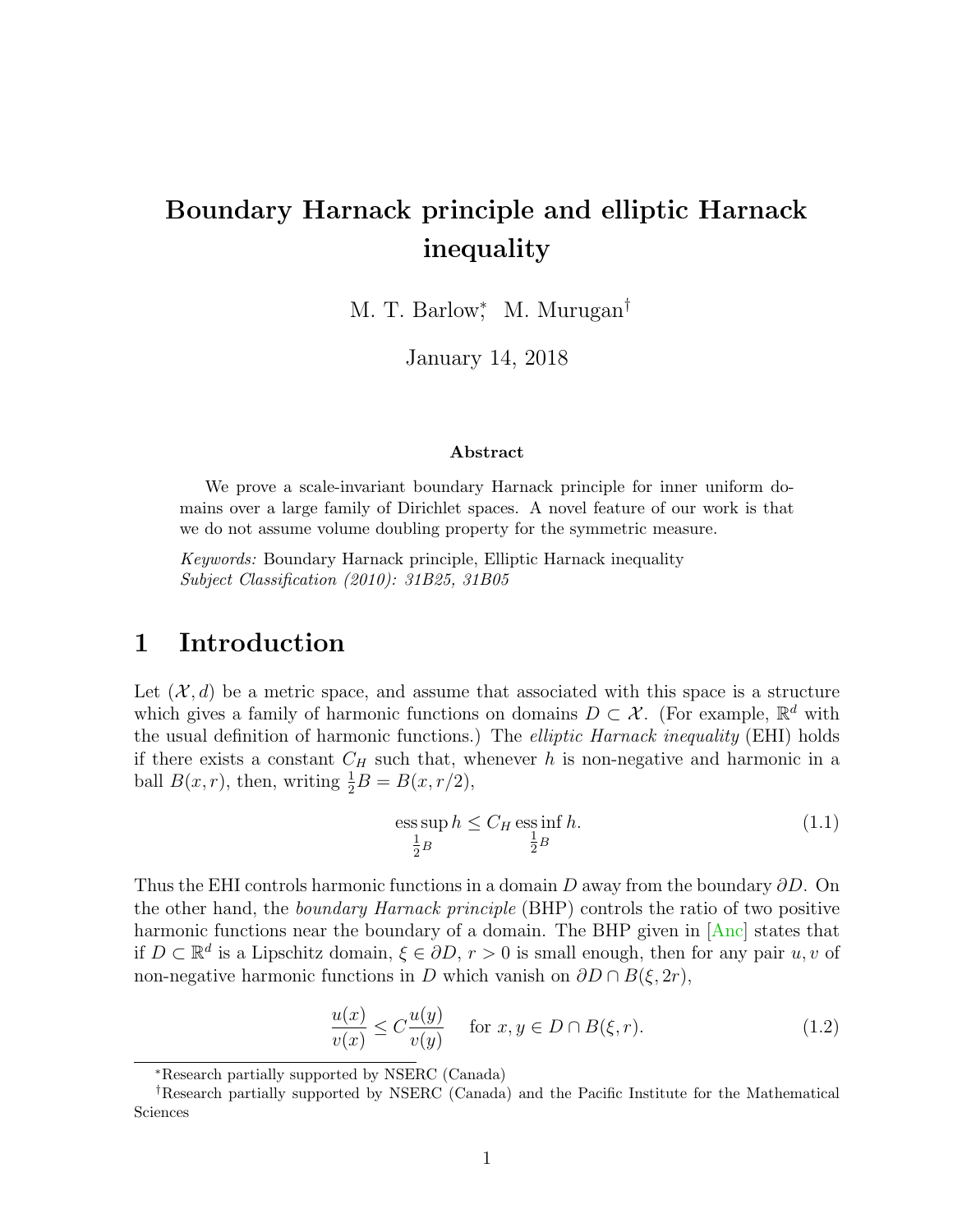# Boundary Harnack principle and elliptic Harnack inequality

M. T. Barlow*, M. Murugan†

January 14, 2018

### Abstract

We prove a scale-invariant boundary Harnack principle for inner uniform domains over a large family of Dirichlet spaces. A novel feature of our work is that we do not assume volume doubling property for the symmetric measure.

*Keywords:* Boundary Harnack principle, Elliptic Harnack inequality
*Subject Classification (2010): 31B25, 31B05*

## 1 Introduction

Let $(\mathcal{X}, d)$ be a metric space, and assume that associated with this space is a structure which gives a family of harmonic functions on domains $D \subset \mathcal{X}$. (For example, $\mathbb{R}^d$ with the usual definition of harmonic functions.) The *elliptic Harnack inequality* (EHI) holds if there exists a constant $C_H$ such that, whenever $h$ is non-negative and harmonic in a ball $B(x, r)$, then, writing $\frac{1}{2}B = B(x, r/2)$,

$$\operatorname*{ess\,sup}_{\frac{1}{2}B} h \leq C_H \operatorname*{ess\,inf}_{\frac{1}{2}B} h. \tag{1.1}$$

Thus the EHI controls harmonic functions in a domain $D$ away from the boundary $\partial D$. On the other hand, the *boundary Harnack principle* (BHP) controls the ratio of two positive harmonic functions near the boundary of a domain. The BHP given in [Anc] states that if $D \subset \mathbb{R}^d$ is a Lipschitz domain, $\xi \in \partial D$, $r > 0$ is small enough, then for any pair $u, v$ of non-negative harmonic functions in $D$ which vanish on $\partial D \cap B(\xi, 2r)$,

$$\frac{u(x)}{v(x)} \leq C \frac{u(y)}{v(y)} \quad \text{for } x, y \in D \cap B(\xi, r). \tag{1.2}$$

---

*Research partially supported by NSERC (Canada)

†Research partially supported by NSERC (Canada) and the Pacific Institute for the Mathematical Sciences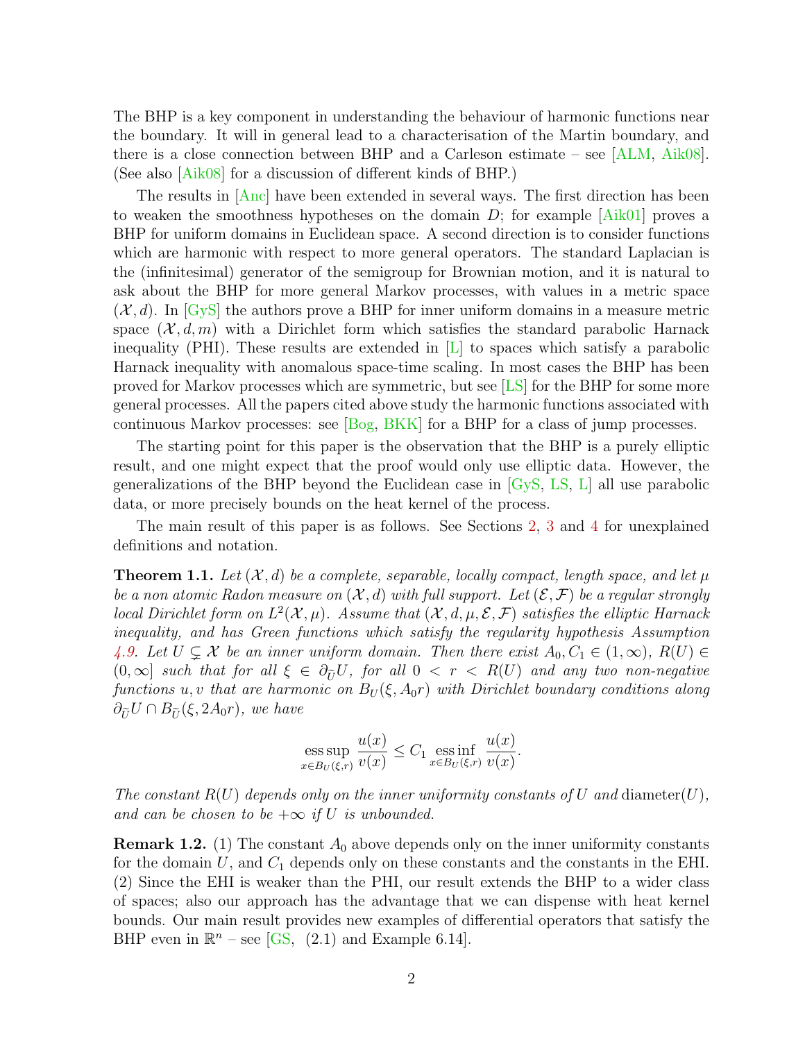The BHP is a key component in understanding the behaviour of harmonic functions near the boundary. It will in general lead to a characterisation of the Martin boundary, and there is a close connection between BHP and a Carleson estimate – see [ALM, Aik08]. (See also [Aik08] for a discussion of different kinds of BHP.)

The results in [Anc] have been extended in several ways. The first direction has been to weaken the smoothness hypotheses on the domain $D$; for example [Aik01] proves a BHP for uniform domains in Euclidean space. A second direction is to consider functions which are harmonic with respect to more general operators. The standard Laplacian is the (infinitesimal) generator of the semigroup for Brownian motion, and it is natural to ask about the BHP for more general Markov processes, with values in a metric space $(\mathcal{X}, d)$. In [GyS] the authors prove a BHP for inner uniform domains in a measure metric space $(\mathcal{X}, d, m)$ with a Dirichlet form which satisfies the standard parabolic Harnack inequality (PHI). These results are extended in [L] to spaces which satisfy a parabolic Harnack inequality with anomalous space-time scaling. In most cases the BHP has been proved for Markov processes which are symmetric, but see [LS] for the BHP for some more general processes. All the papers cited above study the harmonic functions associated with continuous Markov processes: see [Bog, BKK] for a BHP for a class of jump processes.

The starting point for this paper is the observation that the BHP is a purely elliptic result, and one might expect that the proof would only use elliptic data. However, the generalizations of the BHP beyond the Euclidean case in [GyS, LS, L] all use parabolic data, or more precisely bounds on the heat kernel of the process.

The main result of this paper is as follows. See Sections 2, 3 and 4 for unexplained definitions and notation.

**Theorem 1.1.** *Let $(\mathcal{X}, d)$ be a complete, separable, locally compact, length space, and let $\mu$ be a non atomic Radon measure on $(\mathcal{X}, d)$ with full support. Let $(\mathcal{E}, \mathcal{F})$ be a regular strongly local Dirichlet form on $L^2(\mathcal{X}, \mu)$. Assume that $(\mathcal{X}, d, \mu, \mathcal{E}, \mathcal{F})$ satisfies the elliptic Harnack inequality, and has Green functions which satisfy the regularity hypothesis Assumption 4.9. Let $U \subsetneq \mathcal{X}$ be an inner uniform domain. Then there exist $A_0, C_1 \in (1, \infty)$, $R(U) \in (0, \infty]$ such that for all $\xi \in \partial_{\widetilde{U}} U$, for all $0 < r < R(U)$ and any two non-negative functions $u, v$ that are harmonic on $B_U(\xi, A_0 r)$ with Dirichlet boundary conditions along $\partial_{\widetilde{U}} U \cap B_{\widetilde{U}}(\xi, 2A_0 r)$, we have*

$$\operatorname*{ess\,sup}_{x \in B_U(\xi, r)} \frac{u(x)}{v(x)} \leq C_1 \operatorname*{ess\,inf}_{x \in B_U(\xi, r)} \frac{u(x)}{v(x)}.$$

*The constant $R(U)$ depends only on the inner uniformity constants of $U$ and* diameter$(U)$*, and can be chosen to be $+\infty$ if $U$ is unbounded.*

**Remark 1.2.** (1) The constant $A_0$ above depends only on the inner uniformity constants for the domain $U$, and $C_1$ depends only on these constants and the constants in the EHI. (2) Since the EHI is weaker than the PHI, our result extends the BHP to a wider class of spaces; also our approach has the advantage that we can dispense with heat kernel bounds. Our main result provides new examples of differential operators that satisfy the BHP even in $\mathbb{R}^n$ – see [GS, (2.1) and Example 6.14].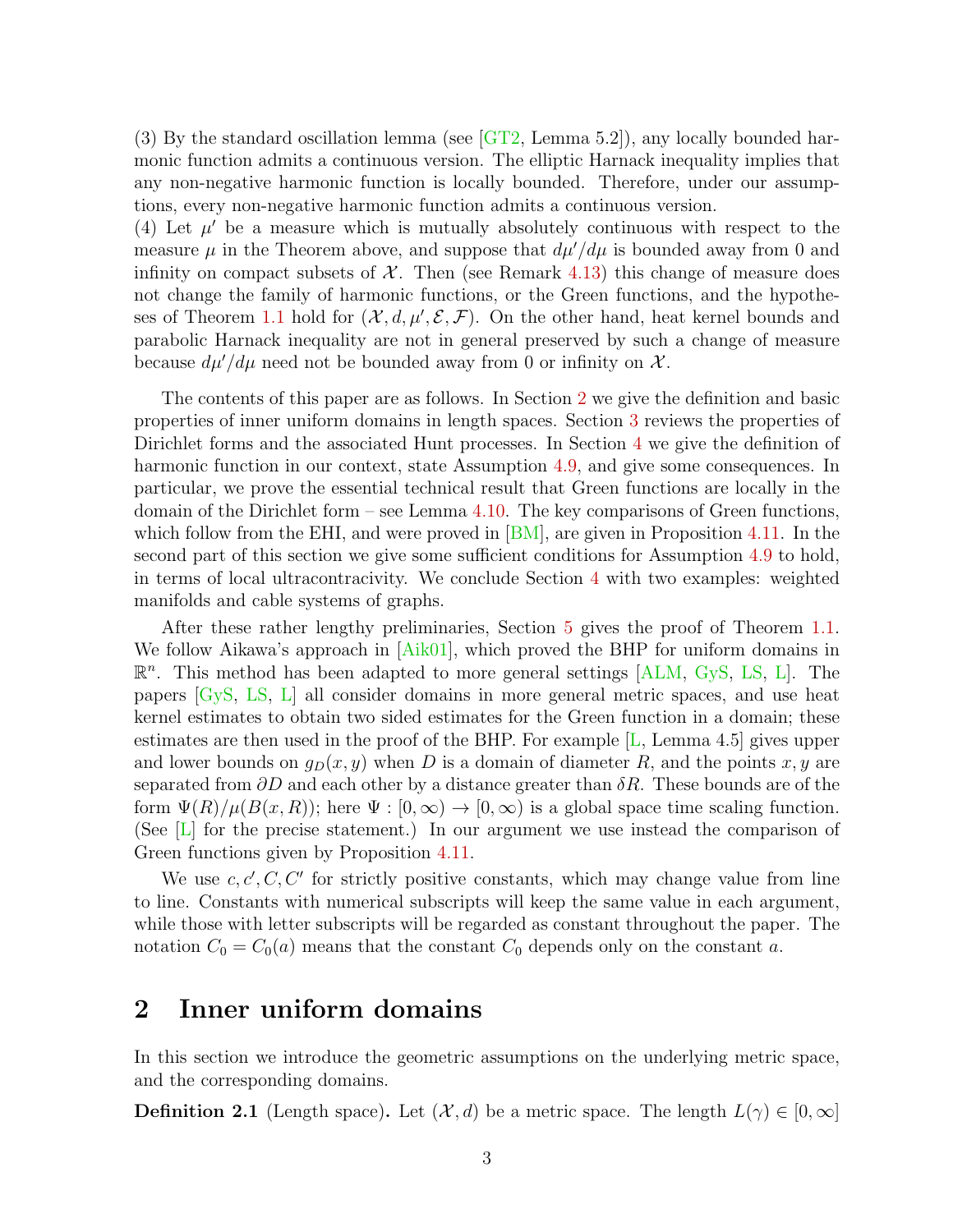(3) By the standard oscillation lemma (see [GT2, Lemma 5.2]), any locally bounded harmonic function admits a continuous version. The elliptic Harnack inequality implies that any non-negative harmonic function is locally bounded. Therefore, under our assumptions, every non-negative harmonic function admits a continuous version.
(4) Let $\mu'$ be a measure which is mutually absolutely continuous with respect to the measure $\mu$ in the Theorem above, and suppose that $d\mu'/d\mu$ is bounded away from 0 and infinity on compact subsets of $\mathcal{X}$. Then (see Remark 4.13) this change of measure does not change the family of harmonic functions, or the Green functions, and the hypotheses of Theorem 1.1 hold for $(\mathcal{X}, d, \mu', \mathcal{E}, \mathcal{F})$. On the other hand, heat kernel bounds and parabolic Harnack inequality are not in general preserved by such a change of measure because $d\mu'/d\mu$ need not be bounded away from 0 or infinity on $\mathcal{X}$.

The contents of this paper are as follows. In Section 2 we give the definition and basic properties of inner uniform domains in length spaces. Section 3 reviews the properties of Dirichlet forms and the associated Hunt processes. In Section 4 we give the definition of harmonic function in our context, state Assumption 4.9, and give some consequences. In particular, we prove the essential technical result that Green functions are locally in the domain of the Dirichlet form – see Lemma 4.10. The key comparisons of Green functions, which follow from the EHI, and were proved in [BM], are given in Proposition 4.11. In the second part of this section we give some sufficient conditions for Assumption 4.9 to hold, in terms of local ultracontracivity. We conclude Section 4 with two examples: weighted manifolds and cable systems of graphs.

After these rather lengthy preliminaries, Section 5 gives the proof of Theorem 1.1. We follow Aikawa's approach in [Aik01], which proved the BHP for uniform domains in $\mathbb{R}^n$. This method has been adapted to more general settings [ALM, GyS, LS, L]. The papers [GyS, LS, L] all consider domains in more general metric spaces, and use heat kernel estimates to obtain two sided estimates for the Green function in a domain; these estimates are then used in the proof of the BHP. For example [L, Lemma 4.5] gives upper and lower bounds on $g_D(x, y)$ when $D$ is a domain of diameter $R$, and the points $x, y$ are separated from $\partial D$ and each other by a distance greater than $\delta R$. These bounds are of the form $\Psi(R)/\mu(B(x, R))$; here $\Psi : [0, \infty) \to [0, \infty)$ is a global space time scaling function. (See [L] for the precise statement.) In our argument we use instead the comparison of Green functions given by Proposition 4.11.

We use $c, c', C, C'$ for strictly positive constants, which may change value from line to line. Constants with numerical subscripts will keep the same value in each argument, while those with letter subscripts will be regarded as constant throughout the paper. The notation $C_0 = C_0(a)$ means that the constant $C_0$ depends only on the constant $a$.

## 2 Inner uniform domains

In this section we introduce the geometric assumptions on the underlying metric space, and the corresponding domains.

**Definition 2.1** (Length space)**.** Let $(\mathcal{X}, d)$ be a metric space. The length $L(\gamma) \in [0, \infty]$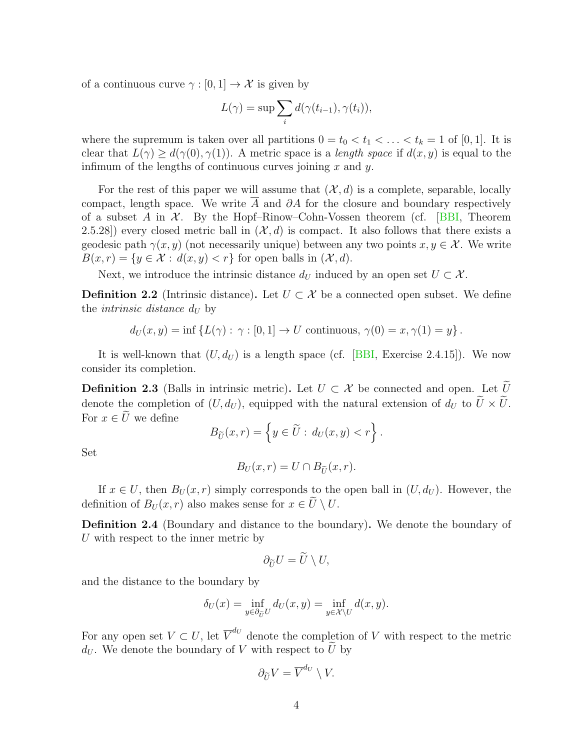of a continuous curve $\gamma : [0,1] \to \mathcal{X}$ is given by

$$L(\gamma) = \sup \sum_i d(\gamma(t_{i-1}), \gamma(t_i)),$$

where the supremum is taken over all partitions $0 = t_0 < t_1 < \ldots < t_k = 1$ of $[0,1]$. It is clear that $L(\gamma) \geq d(\gamma(0), \gamma(1))$. A metric space is a *length space* if $d(x,y)$ is equal to the infimum of the lengths of continuous curves joining $x$ and $y$.

For the rest of this paper we will assume that $(\mathcal{X}, d)$ is a complete, separable, locally compact, length space. We write $\overline{A}$ and $\partial A$ for the closure and boundary respectively of a subset $A$ in $\mathcal{X}$. By the Hopf–Rinow–Cohn-Vossen theorem (cf. [BBI, Theorem 2.5.28]) every closed metric ball in $(\mathcal{X}, d)$ is compact. It also follows that there exists a geodesic path $\gamma(x,y)$ (not necessarily unique) between any two points $x, y \in \mathcal{X}$. We write $B(x,r) = \{y \in \mathcal{X} : d(x,y) < r\}$ for open balls in $(\mathcal{X}, d)$.

Next, we introduce the intrinsic distance $d_U$ induced by an open set $U \subset \mathcal{X}$.

**Definition 2.2** (Intrinsic distance)**.** Let $U \subset \mathcal{X}$ be a connected open subset. We define the *intrinsic distance* $d_U$ by

$$d_U(x,y) = \inf \{L(\gamma) : \gamma : [0,1] \to U \text{ continuous}, \gamma(0) = x, \gamma(1) = y\}.$$

It is well-known that $(U, d_U)$ is a length space (cf. [BBI, Exercise 2.4.15]). We now consider its completion.

**Definition 2.3** (Balls in intrinsic metric)**.** Let $U \subset \mathcal{X}$ be connected and open. Let $\widetilde{U}$ denote the completion of $(U, d_U)$, equipped with the natural extension of $d_U$ to $\widetilde{U} \times \widetilde{U}$. For $x \in \widetilde{U}$ we define

$$B_{\widetilde{U}}(x,r) = \left\{ y \in \widetilde{U} : d_U(x,y) < r \right\}.$$

Set

$$B_U(x,r) = U \cap B_{\widetilde{U}}(x,r).$$

If $x \in U$, then $B_U(x,r)$ simply corresponds to the open ball in $(U, d_U)$. However, the definition of $B_U(x,r)$ also makes sense for $x \in \widetilde{U} \setminus U$.

**Definition 2.4** (Boundary and distance to the boundary)**.** We denote the boundary of $U$ with respect to the inner metric by

$$\partial_{\widetilde{U}} U = \widetilde{U} \setminus U,$$

and the distance to the boundary by

$$\delta_U(x) = \inf_{y \in \partial_{\widetilde{U}} U} d_U(x,y) = \inf_{y \in \mathcal{X} \setminus U} d(x,y).$$

For any open set $V \subset U$, let $\overline{V}^{d_U}$ denote the completion of $V$ with respect to the metric $d_U$. We denote the boundary of $V$ with respect to $\widetilde{U}$ by

$$\partial_{\widetilde{U}} V = \overline{V}^{d_U} \setminus V.$$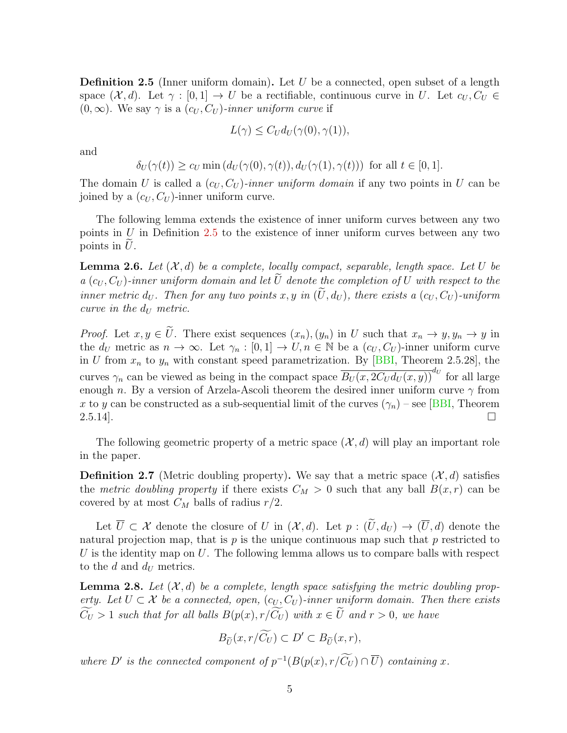**Definition 2.5** (Inner uniform domain)**.** Let $U$ be a connected, open subset of a length space $(\mathcal{X}, d)$. Let $\gamma : [0,1] \to U$ be a rectifiable, continuous curve in $U$. Let $c_U, C_U \in (0,\infty)$. We say $\gamma$ is a $(c_U, C_U)$-*inner uniform curve* if

$$L(\gamma) \leq C_U d_U(\gamma(0), \gamma(1)),$$

and

$$\delta_U(\gamma(t)) \geq c_U \min\left(d_U(\gamma(0), \gamma(t)), d_U(\gamma(1), \gamma(t))\right) \text{ for all } t \in [0,1].$$

The domain $U$ is called a $(c_U, C_U)$-*inner uniform domain* if any two points in $U$ can be joined by a $(c_U, C_U)$-inner uniform curve.

The following lemma extends the existence of inner uniform curves between any two points in $U$ in Definition 2.5 to the existence of inner uniform curves between any two points in $\widetilde{U}$.

**Lemma 2.6.** *Let $(\mathcal{X}, d)$ be a complete, locally compact, separable, length space. Let $U$ be a $(c_U, C_U)$-inner uniform domain and let $\widetilde{U}$ denote the completion of $U$ with respect to the inner metric $d_U$. Then for any two points $x, y$ in $(\widetilde{U}, d_U)$, there exists a $(c_U, C_U)$-uniform curve in the $d_U$ metric.*

*Proof.* Let $x, y \in \widetilde{U}$. There exist sequences $(x_n), (y_n)$ in $U$ such that $x_n \to y, y_n \to y$ in the $d_U$ metric as $n \to \infty$. Let $\gamma_n : [0,1] \to U, n \in \mathbb{N}$ be a $(c_U, C_U)$-inner uniform curve in $U$ from $x_n$ to $y_n$ with constant speed parametrization. By [BBI, Theorem 2.5.28], the curves $\gamma_n$ can be viewed as being in the compact space $\overline{B_U(x, 2C_U d_U(x,y))}^{d_U}$ for all large enough $n$. By a version of Arzela-Ascoli theorem the desired inner uniform curve $\gamma$ from $x$ to $y$ can be constructed as a sub-sequential limit of the curves $(\gamma_n)$ – see [BBI, Theorem 2.5.14]. $\square$

The following geometric property of a metric space $(\mathcal{X}, d)$ will play an important role in the paper.

**Definition 2.7** (Metric doubling property)**.** We say that a metric space $(\mathcal{X}, d)$ satisfies the *metric doubling property* if there exists $C_M > 0$ such that any ball $B(x,r)$ can be covered by at most $C_M$ balls of radius $r/2$.

Let $\overline{U} \subset \mathcal{X}$ denote the closure of $U$ in $(\mathcal{X}, d)$. Let $p : (\widetilde{U}, d_U) \to (\overline{U}, d)$ denote the natural projection map, that is $p$ is the unique continuous map such that $p$ restricted to $U$ is the identity map on $U$. The following lemma allows us to compare balls with respect to the $d$ and $d_U$ metrics.

**Lemma 2.8.** *Let $(\mathcal{X}, d)$ be a complete, length space satisfying the metric doubling property. Let $U \subset \mathcal{X}$ be a connected, open, $(c_U, C_U)$-inner uniform domain. Then there exists $\widetilde{C_U} > 1$ such that for all balls $B(p(x), r/\widetilde{C_U})$ with $x \in \widetilde{U}$ and $r > 0$, we have*

$$B_{\widetilde{U}}(x, r/\widetilde{C_U}) \subset D' \subset B_{\widetilde{U}}(x, r),$$

*where $D'$ is the connected component of $p^{-1}(B(p(x), r/\widetilde{C_U}) \cap \overline{U})$ containing $x$.*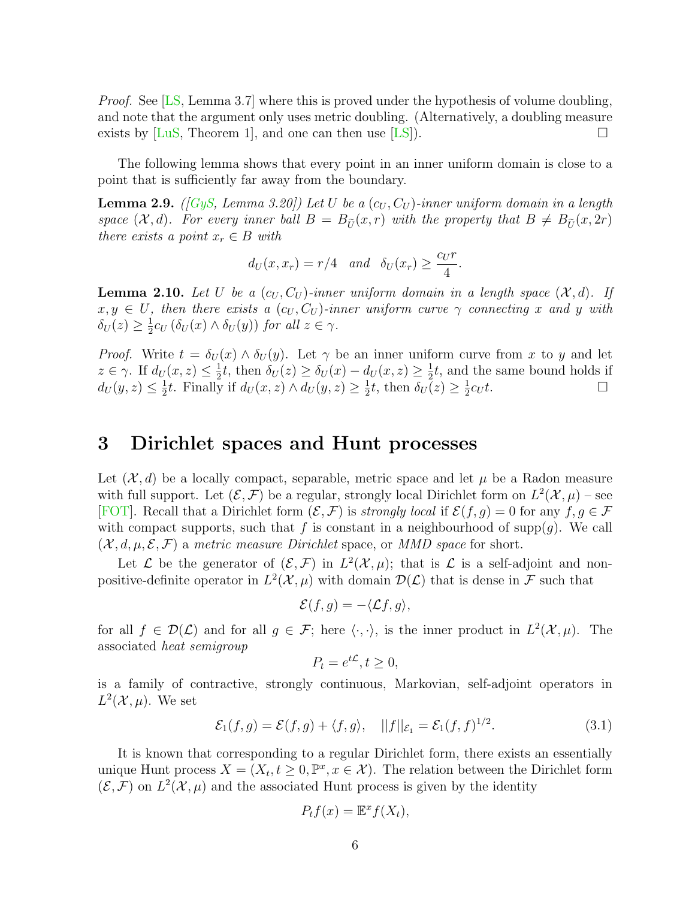*Proof.* See [LS, Lemma 3.7] where this is proved under the hypothesis of volume doubling, and note that the argument only uses metric doubling. (Alternatively, a doubling measure exists by [LuS, Theorem 1], and one can then use [LS]). ◻

The following lemma shows that every point in an inner uniform domain is close to a point that is sufficiently far away from the boundary.

**Lemma 2.9.** *([GyS, Lemma 3.20]) Let $U$ be a $(c_U, C_U)$-inner uniform domain in a length space $(\mathcal{X}, d)$. For every inner ball $B = B_{\widetilde{U}}(x, r)$ with the property that $B \neq B_{\widetilde{U}}(x, 2r)$ there exists a point $x_r \in B$ with*

$$d_U(x, x_r) = r/4 \quad \text{and} \quad \delta_U(x_r) \geq \frac{c_U r}{4}.$$

**Lemma 2.10.** *Let $U$ be a $(c_U, C_U)$-inner uniform domain in a length space $(\mathcal{X}, d)$. If $x, y \in U$, then there exists a $(c_U, C_U)$-inner uniform curve $\gamma$ connecting $x$ and $y$ with $\delta_U(z) \geq \frac{1}{2} c_U (\delta_U(x) \wedge \delta_U(y))$ for all $z \in \gamma$.*

*Proof.* Write $t = \delta_U(x) \wedge \delta_U(y)$. Let $\gamma$ be an inner uniform curve from $x$ to $y$ and let $z \in \gamma$. If $d_U(x, z) \leq \frac{1}{2} t$, then $\delta_U(z) \geq \delta_U(x) - d_U(x, z) \geq \frac{1}{2} t$, and the same bound holds if $d_U(y, z) \leq \frac{1}{2} t$. Finally if $d_U(x, z) \wedge d_U(y, z) \geq \frac{1}{2} t$, then $\delta_U(z) \geq \frac{1}{2} c_U t$. ◻

# 3 Dirichlet spaces and Hunt processes

Let $(\mathcal{X}, d)$ be a locally compact, separable, metric space and let $\mu$ be a Radon measure with full support. Let $(\mathcal{E}, \mathcal{F})$ be a regular, strongly local Dirichlet form on $L^2(\mathcal{X}, \mu)$ – see [FOT]. Recall that a Dirichlet form $(\mathcal{E}, \mathcal{F})$ is *strongly local* if $\mathcal{E}(f, g) = 0$ for any $f, g \in \mathcal{F}$ with compact supports, such that $f$ is constant in a neighbourhood of $\mathrm{supp}(g)$. We call $(\mathcal{X}, d, \mu, \mathcal{E}, \mathcal{F})$ a *metric measure Dirichlet* space, or *MMD space* for short.

Let $\mathcal{L}$ be the generator of $(\mathcal{E}, \mathcal{F})$ in $L^2(\mathcal{X}, \mu)$; that is $\mathcal{L}$ is a self-adjoint and non-positive-definite operator in $L^2(\mathcal{X}, \mu)$ with domain $\mathcal{D}(\mathcal{L})$ that is dense in $\mathcal{F}$ such that

$$\mathcal{E}(f, g) = -\langle \mathcal{L} f, g \rangle,$$

for all $f \in \mathcal{D}(\mathcal{L})$ and for all $g \in \mathcal{F}$; here $\langle \cdot, \cdot \rangle$, is the inner product in $L^2(\mathcal{X}, \mu)$. The associated *heat semigroup*

$$P_t = e^{t\mathcal{L}}, t \geq 0,$$

is a family of contractive, strongly continuous, Markovian, self-adjoint operators in $L^2(\mathcal{X}, \mu)$. We set

$$\mathcal{E}_1(f, g) = \mathcal{E}(f, g) + \langle f, g \rangle, \quad ||f||_{\mathcal{E}_1} = \mathcal{E}_1(f, f)^{1/2}. \tag{3.1}$$

It is known that corresponding to a regular Dirichlet form, there exists an essentially unique Hunt process $X = (X_t, t \geq 0, \mathbb{P}^x, x \in \mathcal{X})$. The relation between the Dirichlet form $(\mathcal{E}, \mathcal{F})$ on $L^2(\mathcal{X}, \mu)$ and the associated Hunt process is given by the identity

$$P_t f(x) = \mathbb{E}^x f(X_t),$$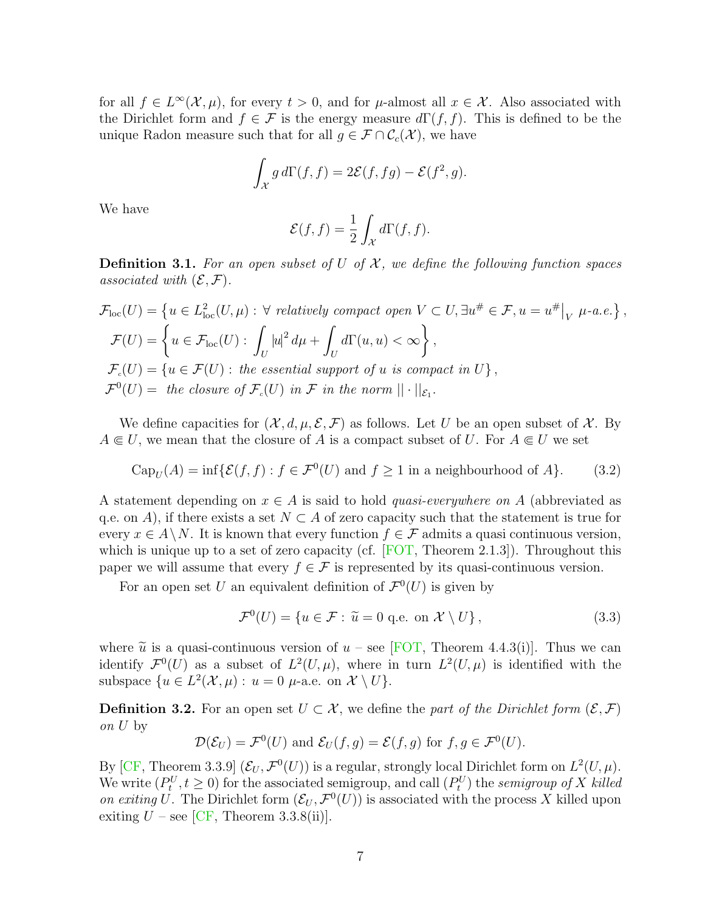for all $f \in L^\infty(\mathcal{X}, \mu)$, for every $t > 0$, and for $\mu$-almost all $x \in \mathcal{X}$. Also associated with the Dirichlet form and $f \in \mathcal{F}$ is the energy measure $d\Gamma(f,f)$. This is defined to be the unique Radon measure such that for all $g \in \mathcal{F} \cap \mathcal{C}_c(\mathcal{X})$, we have

$$\int_{\mathcal{X}} g \, d\Gamma(f,f) = 2\mathcal{E}(f, fg) - \mathcal{E}(f^2, g).$$

We have

$$\mathcal{E}(f,f) = \frac{1}{2} \int_{\mathcal{X}} d\Gamma(f,f).$$

**Definition 3.1.** *For an open subset of $U$ of $\mathcal{X}$, we define the following function spaces associated with $(\mathcal{E}, \mathcal{F})$.*

$$\begin{aligned}
\mathcal{F}_{\mathrm{loc}}(U) &= \left\{ u \in L^2_{\mathrm{loc}}(U, \mu) : \forall \text{ relatively compact open } V \subset U, \exists u^\# \in \mathcal{F}, u = u^\#\big|_V \ \mu\text{-a.e.} \right\}, \\
\mathcal{F}(U) &= \left\{ u \in \mathcal{F}_{\mathrm{loc}}(U) : \int_U |u|^2 \, d\mu + \int_U d\Gamma(u,u) < \infty \right\}, \\
\mathcal{F}_c(U) &= \left\{ u \in \mathcal{F}(U) : \text{the essential support of } u \text{ is compact in } U \right\}, \\
\mathcal{F}^0(U) &= \text{ the closure of } \mathcal{F}_c(U) \text{ in } \mathcal{F} \text{ in the norm } || \cdot ||_{\mathcal{E}_1}.
\end{aligned}$$

We define capacities for $(\mathcal{X}, d, \mu, \mathcal{E}, \mathcal{F})$ as follows. Let $U$ be an open subset of $\mathcal{X}$. By $A \Subset U$, we mean that the closure of $A$ is a compact subset of $U$. For $A \Subset U$ we set

$$\mathrm{Cap}_U(A) = \inf\{\mathcal{E}(f,f) : f \in \mathcal{F}^0(U) \text{ and } f \geq 1 \text{ in a neighbourhood of } A\}. \tag{3.2}$$

A statement depending on $x \in A$ is said to hold *quasi-everywhere on* $A$ (abbreviated as q.e. on $A$), if there exists a set $N \subset A$ of zero capacity such that the statement is true for every $x \in A \setminus N$. It is known that every function $f \in \mathcal{F}$ admits a quasi continuous version, which is unique up to a set of zero capacity (cf. [FOT, Theorem 2.1.3]). Throughout this paper we will assume that every $f \in \mathcal{F}$ is represented by its quasi-continuous version.

For an open set $U$ an equivalent definition of $\mathcal{F}^0(U)$ is given by

$$\mathcal{F}^0(U) = \{u \in \mathcal{F} : \widetilde{u} = 0 \text{ q.e. on } \mathcal{X} \setminus U\}, \tag{3.3}$$

where $\widetilde{u}$ is a quasi-continuous version of $u$ – see [FOT, Theorem 4.4.3(i)]. Thus we can identify $\mathcal{F}^0(U)$ as a subset of $L^2(U, \mu)$, where in turn $L^2(U, \mu)$ is identified with the subspace $\{u \in L^2(\mathcal{X}, \mu) : u = 0 \ \mu\text{-a.e. on } \mathcal{X} \setminus U\}$.

**Definition 3.2.** For an open set $U \subset \mathcal{X}$, we define the *part of the Dirichlet form* $(\mathcal{E}, \mathcal{F})$ *on* $U$ by

$$\mathcal{D}(\mathcal{E}_U) = \mathcal{F}^0(U) \text{ and } \mathcal{E}_U(f,g) = \mathcal{E}(f,g) \text{ for } f, g \in \mathcal{F}^0(U).$$

By [CF, Theorem 3.3.9] $(\mathcal{E}_U, \mathcal{F}^0(U))$ is a regular, strongly local Dirichlet form on $L^2(U, \mu)$. We write $(P_t^U, t \geq 0)$ for the associated semigroup, and call $(P_t^U)$ the *semigroup of* $X$ *killed on exiting* $U$. The Dirichlet form $(\mathcal{E}_U, \mathcal{F}^0(U))$ is associated with the process $X$ killed upon exiting $U$ – see [CF, Theorem 3.3.8(ii)].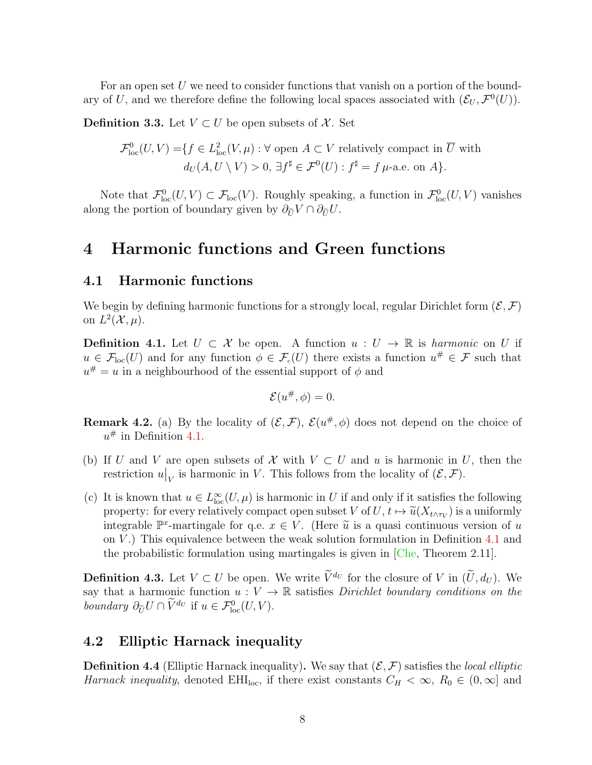For an open set $U$ we need to consider functions that vanish on a portion of the boundary of $U$, and we therefore define the following local spaces associated with $(\mathcal{E}_U, \mathcal{F}^0(U))$.

**Definition 3.3.** Let $V \subset U$ be open subsets of $\mathcal{X}$. Set

$$\begin{aligned}\mathcal{F}^0_{\mathrm{loc}}(U,V) = \{ & f \in L^2_{\mathrm{loc}}(V,\mu) : \forall \text{ open } A \subset V \text{ relatively compact in } \overline{U} \text{ with} \\ & d_U(A, U\setminus V) > 0,\ \exists f^\sharp \in \mathcal{F}^0(U) : f^\sharp = f\ \mu\text{-a.e. on } A\}.\end{aligned}$$

Note that $\mathcal{F}^0_{\mathrm{loc}}(U,V) \subset \mathcal{F}_{\mathrm{loc}}(V)$. Roughly speaking, a function in $\mathcal{F}^0_{\mathrm{loc}}(U,V)$ vanishes along the portion of boundary given by $\partial_{\widetilde{U}} V \cap \partial_{\widetilde{U}} U$.

# 4 Harmonic functions and Green functions

## 4.1 Harmonic functions

We begin by defining harmonic functions for a strongly local, regular Dirichlet form $(\mathcal{E}, \mathcal{F})$ on $L^2(\mathcal{X}, \mu)$.

**Definition 4.1.** Let $U \subset \mathcal{X}$ be open. A function $u : U \to \mathbb{R}$ is *harmonic* on $U$ if $u \in \mathcal{F}_{\mathrm{loc}}(U)$ and for any function $\phi \in \mathcal{F}_c(U)$ there exists a function $u^\# \in \mathcal{F}$ such that $u^\# = u$ in a neighbourhood of the essential support of $\phi$ and

$$\mathcal{E}(u^\#, \phi) = 0.$$

**Remark 4.2.** (a) By the locality of $(\mathcal{E}, \mathcal{F})$, $\mathcal{E}(u^\#, \phi)$ does not depend on the choice of $u^\#$ in Definition 4.1.

(b) If $U$ and $V$ are open subsets of $\mathcal{X}$ with $V \subset U$ and $u$ is harmonic in $U$, then the restriction $u\big|_V$ is harmonic in $V$. This follows from the locality of $(\mathcal{E}, \mathcal{F})$.

(c) It is known that $u \in L^\infty_{\mathrm{loc}}(U,\mu)$ is harmonic in $U$ if and only if it satisfies the following property: for every relatively compact open subset $V$ of $U$, $t \mapsto \widetilde{u}(X_{t\wedge\tau_V})$ is a uniformly integrable $\mathbb{P}^x$-martingale for q.e. $x \in V$. (Here $\widetilde{u}$ is a quasi continuous version of $u$ on $V$.) This equivalence between the weak solution formulation in Definition 4.1 and the probabilistic formulation using martingales is given in [Che, Theorem 2.11].

**Definition 4.3.** Let $V \subset U$ be open. We write $\widetilde{V}^{d_U}$ for the closure of $V$ in $(\widetilde{U}, d_U)$. We say that a harmonic function $u : V \to \mathbb{R}$ satisfies *Dirichlet boundary conditions on the boundary* $\partial_{\widetilde{U}} U \cap \widetilde{V}^{d_U}$ if $u \in \mathcal{F}^0_{\mathrm{loc}}(U,V)$.

## 4.2 Elliptic Harnack inequality

**Definition 4.4** (Elliptic Harnack inequality)**.** We say that $(\mathcal{E}, \mathcal{F})$ satisfies the *local elliptic Harnack inequality*, denoted $\mathrm{EHI}_{\mathrm{loc}}$, if there exist constants $C_H < \infty$, $R_0 \in (0, \infty]$ and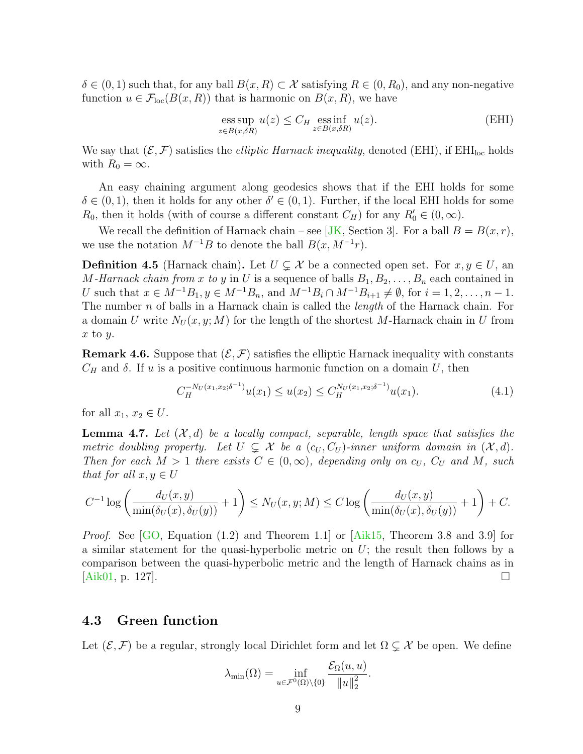$\delta \in (0,1)$ such that, for any ball $B(x,R) \subset \mathcal{X}$ satisfying $R \in (0,R_0)$, and any non-negative function $u \in \mathcal{F}_{\rm loc}(B(x,R))$ that is harmonic on $B(x,R)$, we have

$$\operatorname*{ess\,sup}_{z \in B(x,\delta R)} u(z) \le C_H \operatorname*{ess\,inf}_{z \in B(x,\delta R)} u(z). \tag{EHI}$$

We say that $(\mathcal{E},\mathcal{F})$ satisfies the *elliptic Harnack inequality*, denoted (EHI), if $\mathrm{EHI}_{\rm loc}$ holds with $R_0 = \infty$.

An easy chaining argument along geodesics shows that if the EHI holds for some $\delta \in (0,1)$, then it holds for any other $\delta' \in (0,1)$. Further, if the local EHI holds for some $R_0$, then it holds (with of course a different constant $C_H$) for any $R_0' \in (0,\infty)$.

We recall the definition of Harnack chain – see [JK, Section 3]. For a ball $B = B(x,r)$, we use the notation $M^{-1}B$ to denote the ball $B(x, M^{-1}r)$.

**Definition 4.5** (Harnack chain)**.** Let $U \subsetneq \mathcal{X}$ be a connected open set. For $x, y \in U$, an *$M$-Harnack chain from $x$ to $y$* in $U$ is a sequence of balls $B_1, B_2, \ldots, B_n$ each contained in $U$ such that $x \in M^{-1}B_1$, $y \in M^{-1}B_n$, and $M^{-1}B_i \cap M^{-1}B_{i+1} \neq \emptyset$, for $i = 1, 2, \ldots, n-1$. The number $n$ of balls in a Harnack chain is called the *length* of the Harnack chain. For a domain $U$ write $N_U(x,y;M)$ for the length of the shortest $M$-Harnack chain in $U$ from $x$ to $y$.

**Remark 4.6.** Suppose that $(\mathcal{E},\mathcal{F})$ satisfies the elliptic Harnack inequality with constants $C_H$ and $\delta$. If $u$ is a positive continuous harmonic function on a domain $U$, then

$$C_H^{-N_U(x_1,x_2;\delta^{-1})} u(x_1) \le u(x_2) \le C_H^{N_U(x_1,x_2;\delta^{-1})} u(x_1). \tag{4.1}$$

for all $x_1$, $x_2 \in U$.

**Lemma 4.7.** *Let $(\mathcal{X},d)$ be a locally compact, separable, length space that satisfies the metric doubling property. Let $U \subsetneq \mathcal{X}$ be a $(c_U, C_U)$-inner uniform domain in $(\mathcal{X},d)$. Then for each $M > 1$ there exists $C \in (0,\infty)$, depending only on $c_U$, $C_U$ and $M$, such that for all $x, y \in U$*

$$C^{-1} \log\left(\frac{d_U(x,y)}{\min(\delta_U(x),\delta_U(y))} + 1\right) \le N_U(x,y;M) \le C \log\left(\frac{d_U(x,y)}{\min(\delta_U(x),\delta_U(y))} + 1\right) + C.$$

*Proof.* See [GO, Equation (1.2) and Theorem 1.1] or [Aik15, Theorem 3.8 and 3.9] for a similar statement for the quasi-hyperbolic metric on $U$; the result then follows by a comparison between the quasi-hyperbolic metric and the length of Harnack chains as in [Aik01, p. 127]. □

### 4.3 Green function

Let $(\mathcal{E},\mathcal{F})$ be a regular, strongly local Dirichlet form and let $\Omega \subsetneq \mathcal{X}$ be open. We define

$$\lambda_{\min}(\Omega) = \inf_{u \in \mathcal{F}^0(\Omega)\setminus\{0\}} \frac{\mathcal{E}_\Omega(u,u)}{\|u\|_2^2}.$$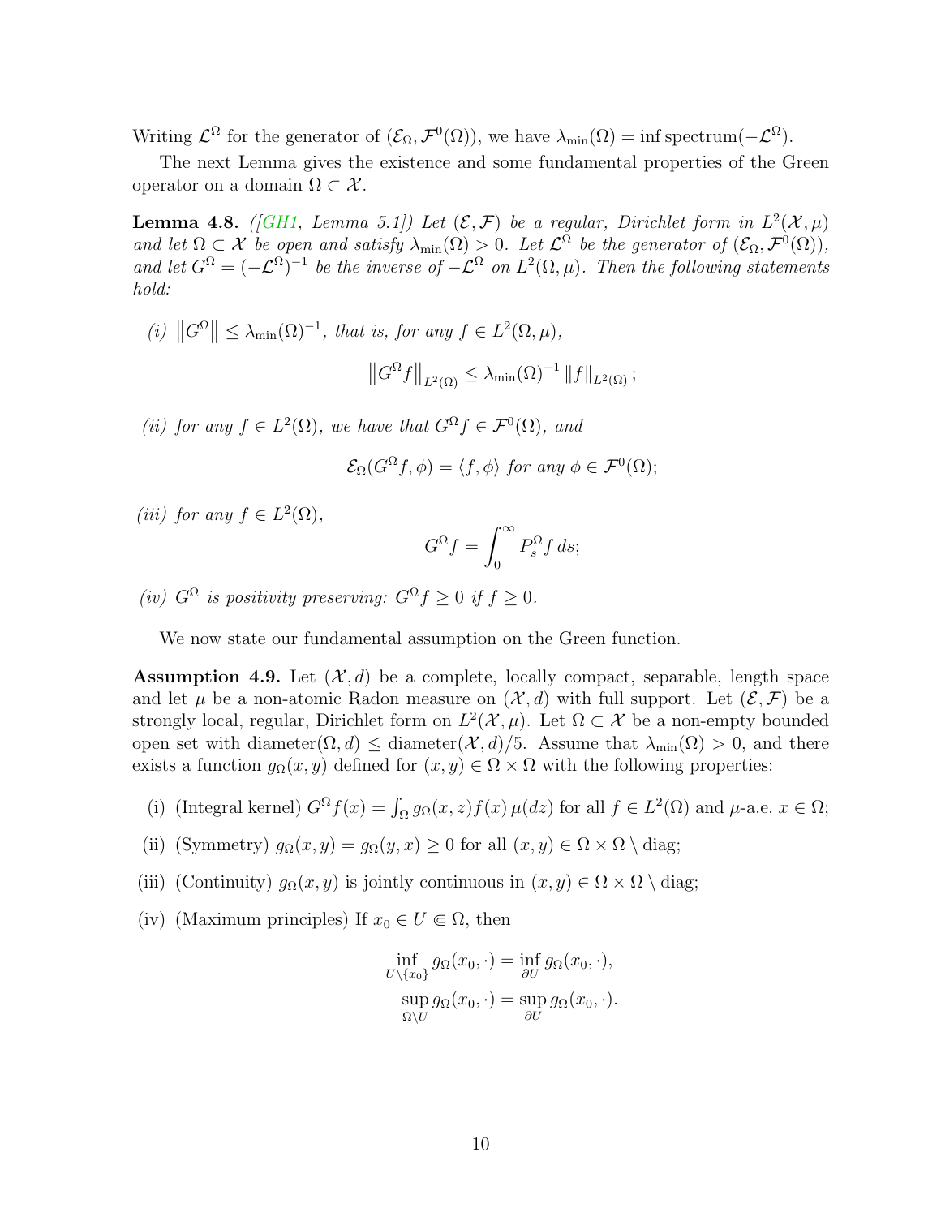Writing $\mathcal{L}^\Omega$ for the generator of $(\mathcal{E}_\Omega, \mathcal{F}^0(\Omega))$, we have $\lambda_{\min}(\Omega) = \inf \operatorname{spectrum}(-\mathcal{L}^\Omega)$.

The next Lemma gives the existence and some fundamental properties of the Green operator on a domain $\Omega \subset \mathcal{X}$.

**Lemma 4.8.** *([GH1, Lemma 5.1]) Let $(\mathcal{E}, \mathcal{F})$ be a regular, Dirichlet form in $L^2(\mathcal{X}, \mu)$ and let $\Omega \subset \mathcal{X}$ be open and satisfy $\lambda_{\min}(\Omega) > 0$. Let $\mathcal{L}^\Omega$ be the generator of $(\mathcal{E}_\Omega, \mathcal{F}^0(\Omega))$, and let $G^\Omega = (-\mathcal{L}^\Omega)^{-1}$ be the inverse of $-\mathcal{L}^\Omega$ on $L^2(\Omega, \mu)$. Then the following statements hold:*

*(i) $\left\| G^\Omega \right\| \le \lambda_{\min}(\Omega)^{-1}$, that is, for any $f \in L^2(\Omega, \mu)$,*

$$\left\| G^\Omega f \right\|_{L^2(\Omega)} \le \lambda_{\min}(\Omega)^{-1} \left\| f \right\|_{L^2(\Omega)};$$

*(ii) for any $f \in L^2(\Omega)$, we have that $G^\Omega f \in \mathcal{F}^0(\Omega)$, and*

$$\mathcal{E}_\Omega(G^\Omega f, \phi) = \langle f, \phi \rangle \text{ for any } \phi \in \mathcal{F}^0(\Omega);$$

*(iii) for any $f \in L^2(\Omega)$,*

$$G^\Omega f = \int_0^\infty P_s^\Omega f \, ds;$$

*(iv) $G^\Omega$ is positivity preserving: $G^\Omega f \ge 0$ if $f \ge 0$.*

We now state our fundamental assumption on the Green function.

**Assumption 4.9.** Let $(\mathcal{X}, d)$ be a complete, locally compact, separable, length space and let $\mu$ be a non-atomic Radon measure on $(\mathcal{X}, d)$ with full support. Let $(\mathcal{E}, \mathcal{F})$ be a strongly local, regular, Dirichlet form on $L^2(\mathcal{X}, \mu)$. Let $\Omega \subset \mathcal{X}$ be a non-empty bounded open set with $\operatorname{diameter}(\Omega, d) \le \operatorname{diameter}(\mathcal{X}, d)/5$. Assume that $\lambda_{\min}(\Omega) > 0$, and there exists a function $g_\Omega(x, y)$ defined for $(x, y) \in \Omega \times \Omega$ with the following properties:

(i) (Integral kernel) $G^\Omega f(x) = \int_\Omega g_\Omega(x, z) f(x) \, \mu(dz)$ for all $f \in L^2(\Omega)$ and $\mu$-a.e. $x \in \Omega$;

(ii) (Symmetry) $g_\Omega(x, y) = g_\Omega(y, x) \ge 0$ for all $(x, y) \in \Omega \times \Omega \setminus \operatorname{diag}$;

(iii) (Continuity) $g_\Omega(x, y)$ is jointly continuous in $(x, y) \in \Omega \times \Omega \setminus \operatorname{diag}$;

(iv) (Maximum principles) If $x_0 \in U \Subset \Omega$, then

$$\inf_{U \setminus \{x_0\}} g_\Omega(x_0, \cdot) = \inf_{\partial U} g_\Omega(x_0, \cdot),$$
$$\sup_{\Omega \setminus U} g_\Omega(x_0, \cdot) = \sup_{\partial U} g_\Omega(x_0, \cdot).$$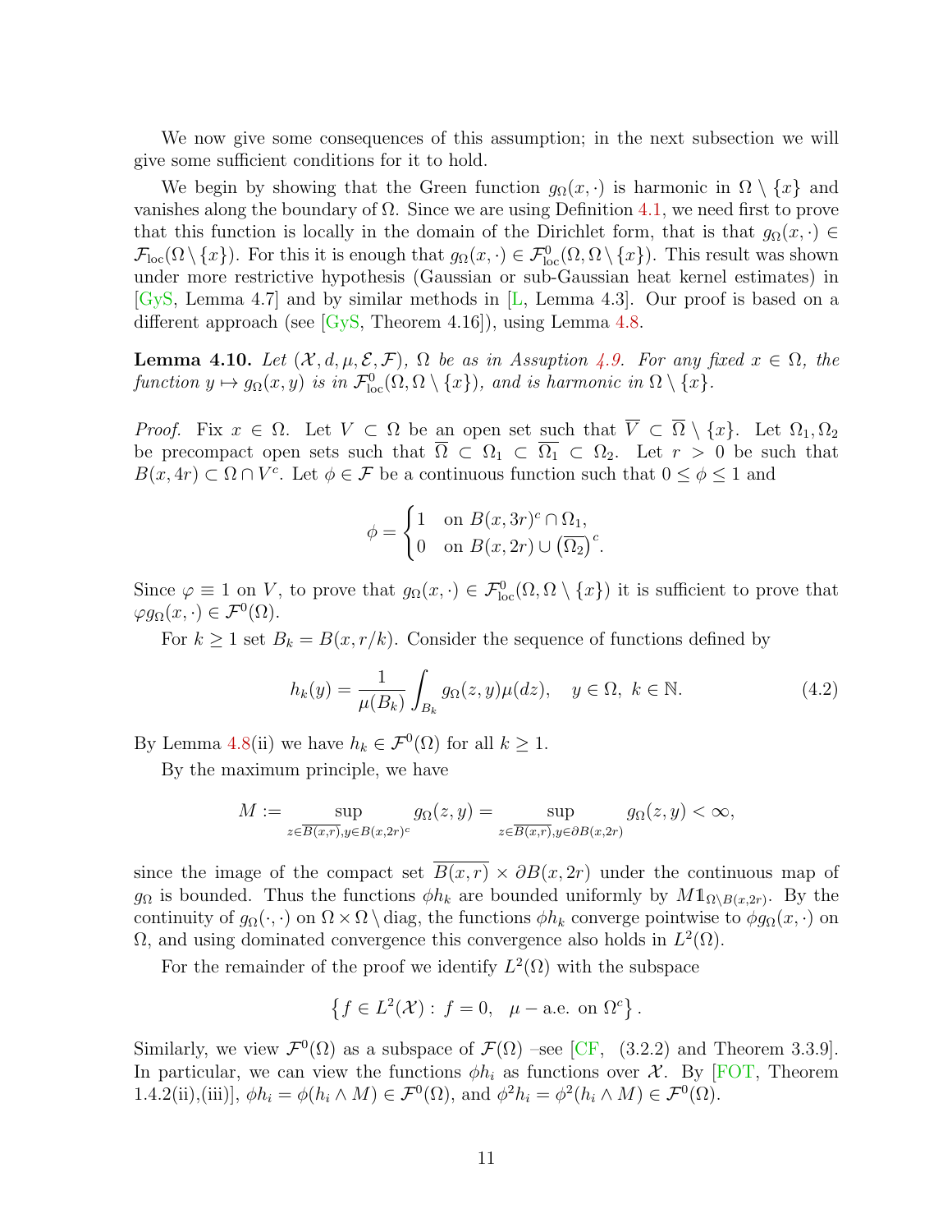We now give some consequences of this assumption; in the next subsection we will give some sufficient conditions for it to hold.

We begin by showing that the Green function $g_\Omega(x,\cdot)$ is harmonic in $\Omega \setminus \{x\}$ and vanishes along the boundary of $\Omega$. Since we are using Definition 4.1, we need first to prove that this function is locally in the domain of the Dirichlet form, that is that $g_\Omega(x,\cdot) \in \mathcal{F}_{\mathrm{loc}}(\Omega \setminus \{x\})$. For this it is enough that $g_\Omega(x,\cdot) \in \mathcal{F}^0_{\mathrm{loc}}(\Omega, \Omega \setminus \{x\})$. This result was shown under more restrictive hypothesis (Gaussian or sub-Gaussian heat kernel estimates) in [GyS, Lemma 4.7] and by similar methods in [L, Lemma 4.3]. Our proof is based on a different approach (see [GyS, Theorem 4.16]), using Lemma 4.8.

**Lemma 4.10.** *Let $(\mathcal{X}, d, \mu, \mathcal{E}, \mathcal{F})$, $\Omega$ be as in Assuption 4.9. For any fixed $x \in \Omega$, the function $y \mapsto g_\Omega(x, y)$ is in $\mathcal{F}^0_{\mathrm{loc}}(\Omega, \Omega \setminus \{x\})$, and is harmonic in $\Omega \setminus \{x\}$.*

*Proof.* Fix $x \in \Omega$. Let $V \subset \Omega$ be an open set such that $\overline{V} \subset \overline{\Omega} \setminus \{x\}$. Let $\Omega_1, \Omega_2$ be precompact open sets such that $\overline{\Omega} \subset \Omega_1 \subset \overline{\Omega_1} \subset \Omega_2$. Let $r > 0$ be such that $B(x, 4r) \subset \Omega \cap V^c$. Let $\phi \in \mathcal{F}$ be a continuous function such that $0 \le \phi \le 1$ and

$$\phi = \begin{cases} 1 & \text{on } B(x,3r)^c \cap \Omega_1, \\ 0 & \text{on } B(x,2r) \cup \left(\overline{\Omega_2}\right)^c. \end{cases}$$

Since $\varphi \equiv 1$ on $V$, to prove that $g_\Omega(x,\cdot) \in \mathcal{F}^0_{\mathrm{loc}}(\Omega, \Omega \setminus \{x\})$ it is sufficient to prove that $\varphi g_\Omega(x,\cdot) \in \mathcal{F}^0(\Omega)$.

For $k \ge 1$ set $B_k = B(x, r/k)$. Consider the sequence of functions defined by

$$h_k(y) = \frac{1}{\mu(B_k)} \int_{B_k} g_\Omega(z,y)\mu(dz), \quad y \in \Omega, \ k \in \mathbb{N}. \tag{4.2}$$

By Lemma 4.8(ii) we have $h_k \in \mathcal{F}^0(\Omega)$ for all $k \ge 1$.

By the maximum principle, we have

$$M := \sup_{z \in \overline{B(x,r)}, y \in B(x,2r)^c} g_\Omega(z,y) = \sup_{z \in \overline{B(x,r)}, y \in \partial B(x,2r)} g_\Omega(z,y) < \infty,$$

since the image of the compact set $\overline{B(x,r)} \times \partial B(x,2r)$ under the continuous map of $g_\Omega$ is bounded. Thus the functions $\phi h_k$ are bounded uniformly by $M \mathbb{1}_{\Omega \setminus B(x,2r)}$. By the continuity of $g_\Omega(\cdot,\cdot)$ on $\Omega \times \Omega \setminus \mathrm{diag}$, the functions $\phi h_k$ converge pointwise to $\phi g_\Omega(x,\cdot)$ on $\Omega$, and using dominated convergence this convergence also holds in $L^2(\Omega)$.

For the remainder of the proof we identify $L^2(\Omega)$ with the subspace

$$\left\{ f \in L^2(\mathcal{X}) : \, f = 0, \quad \mu - \text{a.e. on } \Omega^c \right\}.$$

Similarly, we view $\mathcal{F}^0(\Omega)$ as a subspace of $\mathcal{F}(\Omega)$ –see [CF, (3.2.2) and Theorem 3.3.9]. In particular, we can view the functions $\phi h_i$ as functions over $\mathcal{X}$. By [FOT, Theorem 1.4.2(ii),(iii)], $\phi h_i = \phi(h_i \wedge M) \in \mathcal{F}^0(\Omega)$, and $\phi^2 h_i = \phi^2(h_i \wedge M) \in \mathcal{F}^0(\Omega)$.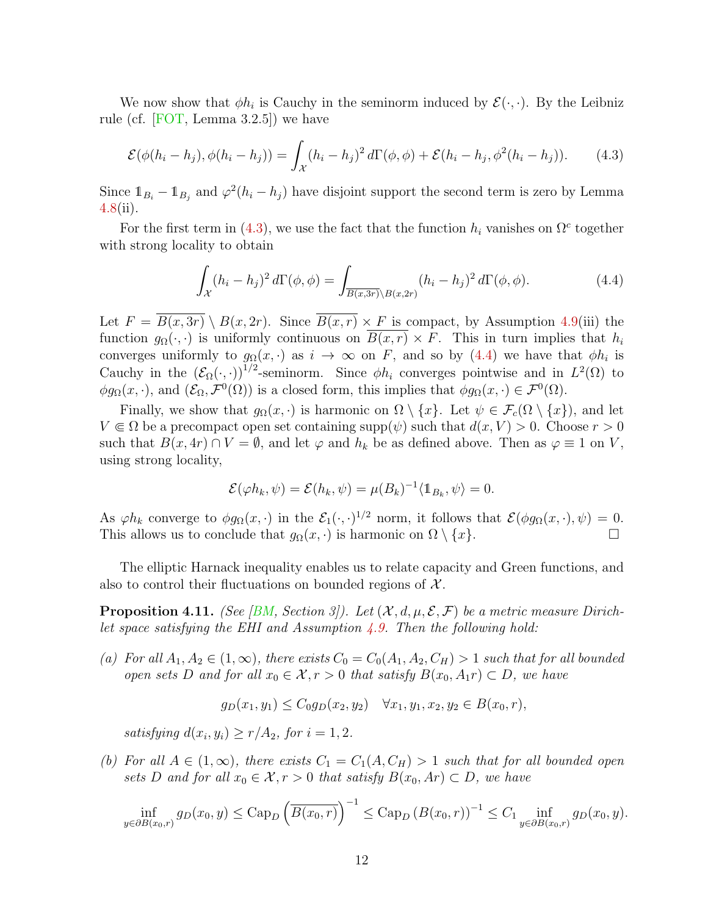We now show that $\phi h_i$ is Cauchy in the seminorm induced by $\mathcal{E}(\cdot,\cdot)$. By the Leibniz rule (cf. [FOT, Lemma 3.2.5]) we have

$$\mathcal{E}(\phi(h_i-h_j),\phi(h_i-h_j)) = \int_{\mathcal{X}} (h_i-h_j)^2\, d\Gamma(\phi,\phi) + \mathcal{E}(h_i-h_j,\phi^2(h_i-h_j)). \tag{4.3}$$

Since $\mathbb{1}_{B_i} - \mathbb{1}_{B_j}$ and $\varphi^2(h_i-h_j)$ have disjoint support the second term is zero by Lemma 4.8(ii).

For the first term in (4.3), we use the fact that the function $h_i$ vanishes on $\Omega^c$ together with strong locality to obtain

$$\int_{\mathcal{X}} (h_i-h_j)^2\, d\Gamma(\phi,\phi) = \int_{\overline{B(x,3r)}\setminus B(x,2r)} (h_i-h_j)^2\, d\Gamma(\phi,\phi). \tag{4.4}$$

Let $F = \overline{B(x,3r)} \setminus B(x,2r)$. Since $\overline{B(x,r)} \times F$ is compact, by Assumption 4.9(iii) the function $g_\Omega(\cdot,\cdot)$ is uniformly continuous on $\overline{B(x,r)} \times F$. This in turn implies that $h_i$ converges uniformly to $g_\Omega(x,\cdot)$ as $i \to \infty$ on $F$, and so by (4.4) we have that $\phi h_i$ is Cauchy in the $(\mathcal{E}_\Omega(\cdot,\cdot))^{1/2}$-seminorm. Since $\phi h_i$ converges pointwise and in $L^2(\Omega)$ to $\phi g_\Omega(x,\cdot)$, and $(\mathcal{E}_\Omega, \mathcal{F}^0(\Omega))$ is a closed form, this implies that $\phi g_\Omega(x,\cdot) \in \mathcal{F}^0(\Omega)$.

Finally, we show that $g_\Omega(x,\cdot)$ is harmonic on $\Omega \setminus \{x\}$. Let $\psi \in \mathcal{F}_c(\Omega \setminus \{x\})$, and let $V \Subset \Omega$ be a precompact open set containing $\operatorname{supp}(\psi)$ such that $d(x,V) > 0$. Choose $r > 0$ such that $B(x,4r) \cap V = \emptyset$, and let $\varphi$ and $h_k$ be as defined above. Then as $\varphi \equiv 1$ on $V$, using strong locality,

$$\mathcal{E}(\varphi h_k, \psi) = \mathcal{E}(h_k,\psi) = \mu(B_k)^{-1}\langle \mathbb{1}_{B_k}, \psi\rangle = 0.$$

As $\varphi h_k$ converge to $\phi g_\Omega(x,\cdot)$ in the $\mathcal{E}_1(\cdot,\cdot)^{1/2}$ norm, it follows that $\mathcal{E}(\phi g_\Omega(x,\cdot),\psi) = 0$. This allows us to conclude that $g_\Omega(x,\cdot)$ is harmonic on $\Omega \setminus \{x\}$. $\square$

The elliptic Harnack inequality enables us to relate capacity and Green functions, and also to control their fluctuations on bounded regions of $\mathcal{X}$.

**Proposition 4.11.** *(See [BM, Section 3]). Let $(\mathcal{X}, d, \mu, \mathcal{E}, \mathcal{F})$ be a metric measure Dirichlet space satisfying the EHI and Assumption 4.9. Then the following hold:*

*(a) For all $A_1, A_2 \in (1,\infty)$, there exists $C_0 = C_0(A_1, A_2, C_H) > 1$ such that for all bounded open sets $D$ and for all $x_0 \in \mathcal{X}, r > 0$ that satisfy $B(x_0, A_1 r) \subset D$, we have*

$$g_D(x_1,y_1) \le C_0 g_D(x_2,y_2) \quad \forall x_1,y_1,x_2,y_2 \in B(x_0,r),$$

*satisfying $d(x_i,y_i) \ge r/A_2$, for $i = 1,2$.*

*(b) For all $A \in (1,\infty)$, there exists $C_1 = C_1(A, C_H) > 1$ such that for all bounded open sets $D$ and for all $x_0 \in \mathcal{X}, r > 0$ that satisfy $B(x_0, Ar) \subset D$, we have*

$$\inf_{y \in \partial B(x_0,r)} g_D(x_0,y) \le \operatorname{Cap}_D\left(\overline{B(x_0,r)}\right)^{-1} \le \operatorname{Cap}_D\left(B(x_0,r)\right)^{-1} \le C_1 \inf_{y\in\partial B(x_0,r)} g_D(x_0,y).$$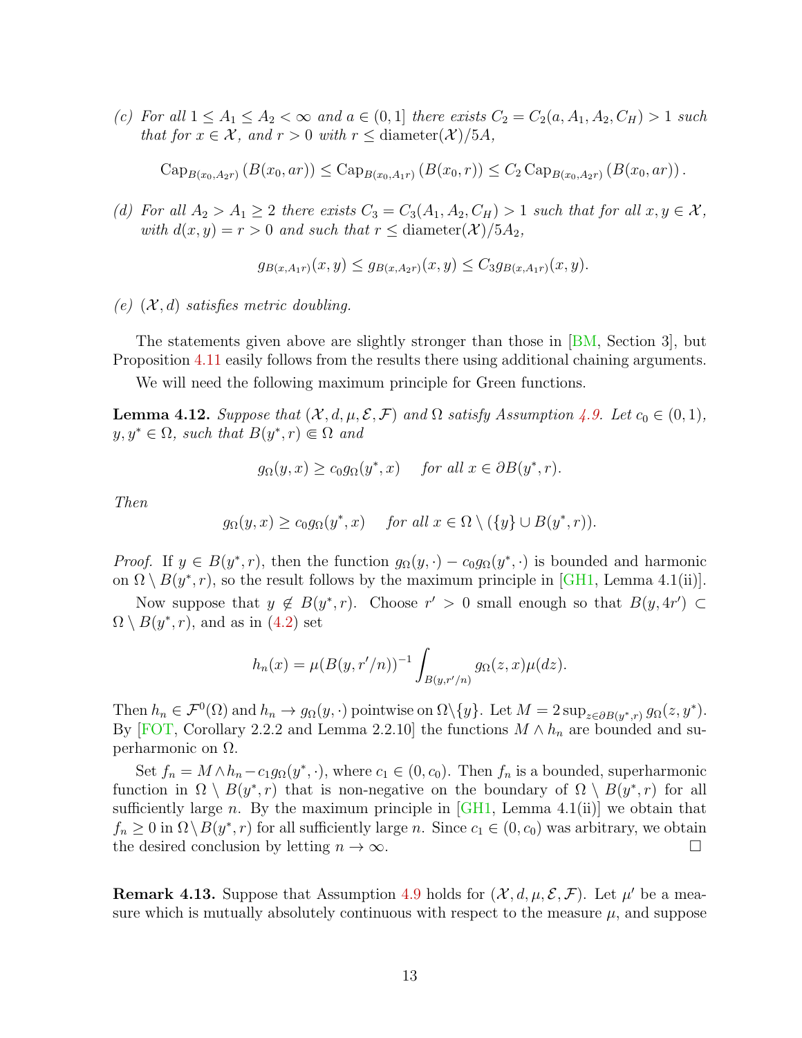(c) *For all $1 \le A_1 \le A_2 < \infty$ and $a \in (0,1]$ there exists $C_2 = C_2(a, A_1, A_2, C_H) > 1$ such that for $x \in \mathcal{X}$, and $r > 0$ with $r \le \operatorname{diameter}(\mathcal{X})/5A$,*

$$\operatorname{Cap}_{B(x_0,A_2 r)}\left(B(x_0, ar)\right) \le \operatorname{Cap}_{B(x_0,A_1 r)}\left(B(x_0, r)\right) \le C_2 \operatorname{Cap}_{B(x_0,A_2 r)}\left(B(x_0, ar)\right).$$

(d) *For all $A_2 > A_1 \ge 2$ there exists $C_3 = C_3(A_1, A_2, C_H) > 1$ such that for all $x, y \in \mathcal{X}$, with $d(x,y) = r > 0$ and such that $r \le \operatorname{diameter}(\mathcal{X})/5A_2$,*

$$g_{B(x,A_1 r)}(x,y) \le g_{B(x,A_2 r)}(x,y) \le C_3 g_{B(x,A_1 r)}(x,y).$$

(e) *$(\mathcal{X}, d)$ satisfies metric doubling.*

The statements given above are slightly stronger than those in [BM, Section 3], but Proposition 4.11 easily follows from the results there using additional chaining arguments.

We will need the following maximum principle for Green functions.

**Lemma 4.12.** *Suppose that $(\mathcal{X}, d, \mu, \mathcal{E}, \mathcal{F})$ and $\Omega$ satisfy Assumption 4.9. Let $c_0 \in (0,1)$, $y, y^* \in \Omega$, such that $B(y^*, r) \Subset \Omega$ and*

$$g_\Omega(y, x) \ge c_0 g_\Omega(y^*, x) \quad \text{ for all } x \in \partial B(y^*, r).$$

*Then*

$$g_\Omega(y, x) \ge c_0 g_\Omega(y^*, x) \quad \text{ for all } x \in \Omega \setminus (\{y\} \cup B(y^*, r)).$$

*Proof.* If $y \in B(y^*, r)$, then the function $g_\Omega(y, \cdot) - c_0 g_\Omega(y^*, \cdot)$ is bounded and harmonic on $\Omega \setminus B(y^*, r)$, so the result follows by the maximum principle in [GH1, Lemma 4.1(ii)].

Now suppose that $y \notin B(y^*, r)$. Choose $r' > 0$ small enough so that $B(y, 4r') \subset \Omega \setminus B(y^*, r)$, and as in (4.2) set

$$h_n(x) = \mu(B(y, r'/n))^{-1} \int_{B(y,r'/n)} g_\Omega(z, x) \mu(dz).$$

Then $h_n \in \mathcal{F}^0(\Omega)$ and $h_n \to g_\Omega(y, \cdot)$ pointwise on $\Omega \setminus \{y\}$. Let $M = 2 \sup_{z \in \partial B(y^*, r)} g_\Omega(z, y^*)$. By [FOT, Corollary 2.2.2 and Lemma 2.2.10] the functions $M \wedge h_n$ are bounded and superharmonic on $\Omega$.

Set $f_n = M \wedge h_n - c_1 g_\Omega(y^*, \cdot)$, where $c_1 \in (0, c_0)$. Then $f_n$ is a bounded, superharmonic function in $\Omega \setminus B(y^*, r)$ that is non-negative on the boundary of $\Omega \setminus B(y^*, r)$ for all sufficiently large $n$. By the maximum principle in [GH1, Lemma 4.1(ii)] we obtain that $f_n \ge 0$ in $\Omega \setminus B(y^*, r)$ for all sufficiently large $n$. Since $c_1 \in (0, c_0)$ was arbitrary, we obtain the desired conclusion by letting $n \to \infty$. $\square$

**Remark 4.13.** Suppose that Assumption 4.9 holds for $(\mathcal{X}, d, \mu, \mathcal{E}, \mathcal{F})$. Let $\mu'$ be a measure which is mutually absolutely continuous with respect to the measure $\mu$, and suppose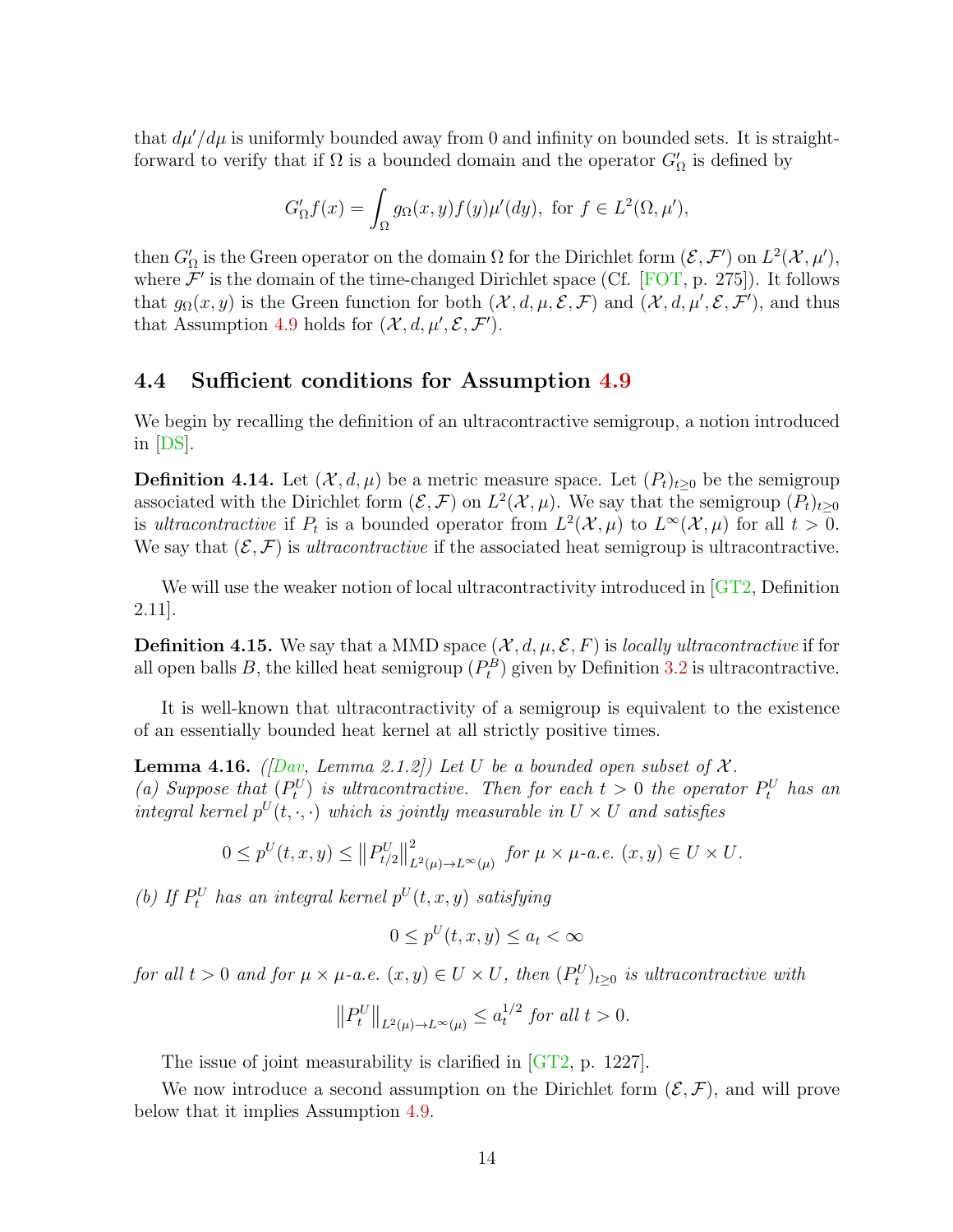that $d\mu'/d\mu$ is uniformly bounded away from 0 and infinity on bounded sets. It is straightforward to verify that if $\Omega$ is a bounded domain and the operator $G'_\Omega$ is defined by

$$G'_\Omega f(x) = \int_\Omega g_\Omega(x,y) f(y) \mu'(dy), \text{ for } f \in L^2(\Omega, \mu'),$$

then $G'_\Omega$ is the Green operator on the domain $\Omega$ for the Dirichlet form $(\mathcal{E}, \mathcal{F}')$ on $L^2(\mathcal{X}, \mu')$, where $\mathcal{F}'$ is the domain of the time-changed Dirichlet space (Cf. [FOT, p. 275]). It follows that $g_\Omega(x,y)$ is the Green function for both $(\mathcal{X}, d, \mu, \mathcal{E}, \mathcal{F})$ and $(\mathcal{X}, d, \mu', \mathcal{E}, \mathcal{F}')$, and thus that Assumption 4.9 holds for $(\mathcal{X}, d, \mu', \mathcal{E}, \mathcal{F}')$.

## 4.4 Sufficient conditions for Assumption 4.9

We begin by recalling the definition of an ultracontractive semigroup, a notion introduced in [DS].

**Definition 4.14.** Let $(\mathcal{X}, d, \mu)$ be a metric measure space. Let $(P_t)_{t \geq 0}$ be the semigroup associated with the Dirichlet form $(\mathcal{E}, \mathcal{F})$ on $L^2(\mathcal{X}, \mu)$. We say that the semigroup $(P_t)_{t\geq 0}$ is *ultracontractive* if $P_t$ is a bounded operator from $L^2(\mathcal{X}, \mu)$ to $L^\infty(\mathcal{X}, \mu)$ for all $t > 0$. We say that $(\mathcal{E}, \mathcal{F})$ is *ultracontractive* if the associated heat semigroup is ultracontractive.

We will use the weaker notion of local ultracontractivity introduced in [GT2, Definition 2.11].

**Definition 4.15.** We say that a MMD space $(\mathcal{X}, d, \mu, \mathcal{E}, F)$ is *locally ultracontractive* if for all open balls $B$, the killed heat semigroup $(P_t^B)$ given by Definition 3.2 is ultracontractive.

It is well-known that ultracontractivity of a semigroup is equivalent to the existence of an essentially bounded heat kernel at all strictly positive times.

**Lemma 4.16.** *([Dav, Lemma 2.1.2]) Let $U$ be a bounded open subset of $\mathcal{X}$.*
*(a) Suppose that $(P_t^U)$ is ultracontractive. Then for each $t > 0$ the operator $P_t^U$ has an integral kernel $p^U(t, \cdot, \cdot)$ which is jointly measurable in $U \times U$ and satisfies*

$$0 \leq p^U(t,x,y) \leq \left\| P^U_{t/2} \right\|^2_{L^2(\mu) \to L^\infty(\mu)} \text{ for } \mu \times \mu\text{-a.e. } (x,y) \in U \times U.$$

*(b) If $P_t^U$ has an integral kernel $p^U(t,x,y)$ satisfying*

$$0 \leq p^U(t,x,y) \leq a_t < \infty$$

*for all $t > 0$ and for $\mu \times \mu$-a.e. $(x,y) \in U \times U$, then $(P_t^U)_{t \geq 0}$ is ultracontractive with*

$$\left\| P^U_t \right\|_{L^2(\mu) \to L^\infty(\mu)} \leq a_t^{1/2} \text{ for all } t > 0.$$

The issue of joint measurability is clarified in [GT2, p. 1227].

We now introduce a second assumption on the Dirichlet form $(\mathcal{E}, \mathcal{F})$, and will prove below that it implies Assumption 4.9.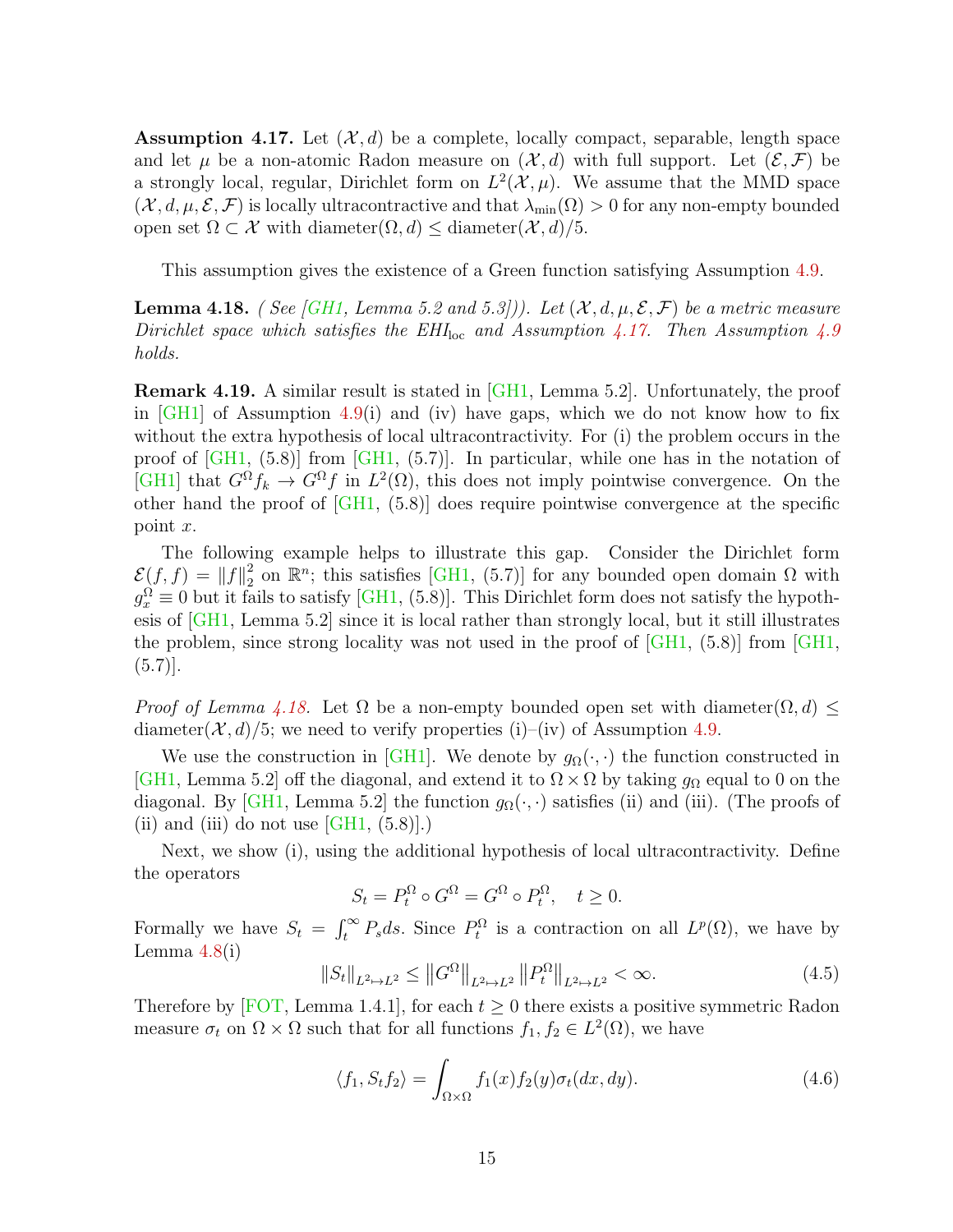**Assumption 4.17.** Let $(\mathcal{X}, d)$ be a complete, locally compact, separable, length space and let $\mu$ be a non-atomic Radon measure on $(\mathcal{X}, d)$ with full support. Let $(\mathcal{E}, \mathcal{F})$ be a strongly local, regular, Dirichlet form on $L^2(\mathcal{X}, \mu)$. We assume that the MMD space $(\mathcal{X}, d, \mu, \mathcal{E}, \mathcal{F})$ is locally ultracontractive and that $\lambda_{\min}(\Omega) > 0$ for any non-empty bounded open set $\Omega \subset \mathcal{X}$ with diameter$(\Omega, d) \le$ diameter$(\mathcal{X}, d)/5$.

This assumption gives the existence of a Green function satisfying Assumption 4.9.

**Lemma 4.18.** *( See [GH1, Lemma 5.2 and 5.3])). Let $(\mathcal{X}, d, \mu, \mathcal{E}, \mathcal{F})$ be a metric measure Dirichlet space which satisfies the $EHI_{\rm loc}$ and Assumption 4.17. Then Assumption 4.9 holds.*

**Remark 4.19.** A similar result is stated in [GH1, Lemma 5.2]. Unfortunately, the proof in [GH1] of Assumption 4.9(i) and (iv) have gaps, which we do not know how to fix without the extra hypothesis of local ultracontractivity. For (i) the problem occurs in the proof of [GH1, (5.8)] from [GH1, (5.7)]. In particular, while one has in the notation of [GH1] that $G^\Omega f_k \to G^\Omega f$ in $L^2(\Omega)$, this does not imply pointwise convergence. On the other hand the proof of [GH1, (5.8)] does require pointwise convergence at the specific point $x$.

The following example helps to illustrate this gap. Consider the Dirichlet form $\mathcal{E}(f, f) = \|f\|_2^2$ on $\mathbb{R}^n$; this satisfies [GH1, (5.7)] for any bounded open domain $\Omega$ with $g_x^\Omega \equiv 0$ but it fails to satisfy [GH1, (5.8)]. This Dirichlet form does not satisfy the hypothesis of [GH1, Lemma 5.2] since it is local rather than strongly local, but it still illustrates the problem, since strong locality was not used in the proof of [GH1, (5.8)] from [GH1, (5.7)].

*Proof of Lemma 4.18.* Let $\Omega$ be a non-empty bounded open set with diameter$(\Omega, d) \le$ diameter$(\mathcal{X}, d)/5$; we need to verify properties (i)–(iv) of Assumption 4.9.

We use the construction in [GH1]. We denote by $g_\Omega(\cdot, \cdot)$ the function constructed in [GH1, Lemma 5.2] off the diagonal, and extend it to $\Omega \times \Omega$ by taking $g_\Omega$ equal to 0 on the diagonal. By [GH1, Lemma 5.2] the function $g_\Omega(\cdot, \cdot)$ satisfies (ii) and (iii). (The proofs of (ii) and (iii) do not use [GH1, (5.8)].)

Next, we show (i), using the additional hypothesis of local ultracontractivity. Define the operators

$$S_t = P_t^\Omega \circ G^\Omega = G^\Omega \circ P_t^\Omega, \quad t \ge 0.$$

Formally we have $S_t = \int_t^\infty P_s ds$. Since $P_t^\Omega$ is a contraction on all $L^p(\Omega)$, we have by Lemma 4.8(i)

$$\|S_t\|_{L^2 \mapsto L^2} \le \left\|G^\Omega\right\|_{L^2 \mapsto L^2} \left\|P_t^\Omega\right\|_{L^2 \mapsto L^2} < \infty. \tag{4.5}$$

Therefore by [FOT, Lemma 1.4.1], for each $t \ge 0$ there exists a positive symmetric Radon measure $\sigma_t$ on $\Omega \times \Omega$ such that for all functions $f_1, f_2 \in L^2(\Omega)$, we have

$$\langle f_1, S_t f_2 \rangle = \int_{\Omega \times \Omega} f_1(x) f_2(y) \sigma_t(dx, dy). \tag{4.6}$$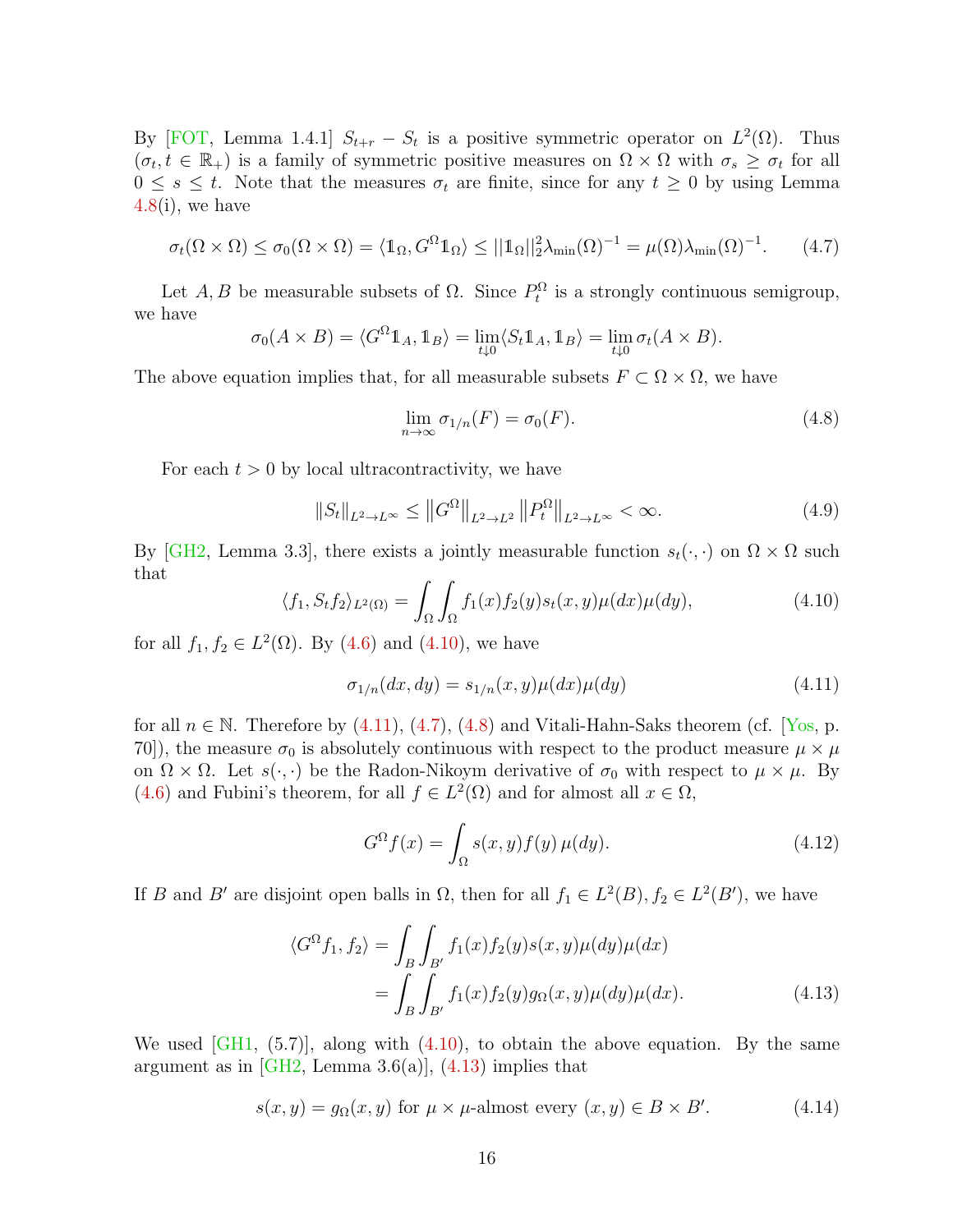By [FOT, Lemma 1.4.1] $S_{t+r} - S_t$ is a positive symmetric operator on $L^2(\Omega)$. Thus $(\sigma_t, t \in \mathbb{R}_+)$ is a family of symmetric positive measures on $\Omega \times \Omega$ with $\sigma_s \geq \sigma_t$ for all $0 \leq s \leq t$. Note that the measures $\sigma_t$ are finite, since for any $t \geq 0$ by using Lemma 4.8(i), we have

$$\sigma_t(\Omega \times \Omega) \leq \sigma_0(\Omega \times \Omega) = \langle \mathbb{1}_\Omega, G^\Omega \mathbb{1}_\Omega \rangle \leq ||\mathbb{1}_\Omega||_2^2 \lambda_{\min}(\Omega)^{-1} = \mu(\Omega)\lambda_{\min}(\Omega)^{-1}. \tag{4.7}$$

Let $A, B$ be measurable subsets of $\Omega$. Since $P_t^\Omega$ is a strongly continuous semigroup, we have

$$\sigma_0(A \times B) = \langle G^\Omega \mathbb{1}_A, \mathbb{1}_B \rangle = \lim_{t \downarrow 0} \langle S_t \mathbb{1}_A, \mathbb{1}_B \rangle = \lim_{t \downarrow 0} \sigma_t(A \times B).$$

The above equation implies that, for all measurable subsets $F \subset \Omega \times \Omega$, we have

$$\lim_{n \to \infty} \sigma_{1/n}(F) = \sigma_0(F). \tag{4.8}$$

For each $t > 0$ by local ultracontractivity, we have

$$\|S_t\|_{L^2 \to L^\infty} \leq \left\|G^\Omega\right\|_{L^2 \to L^2} \left\|P_t^\Omega\right\|_{L^2 \to L^\infty} < \infty. \tag{4.9}$$

By [GH2, Lemma 3.3], there exists a jointly measurable function $s_t(\cdot, \cdot)$ on $\Omega \times \Omega$ such that

$$\langle f_1, S_t f_2 \rangle_{L^2(\Omega)} = \int_\Omega \int_\Omega f_1(x) f_2(y) s_t(x, y) \mu(dx) \mu(dy), \tag{4.10}$$

for all $f_1, f_2 \in L^2(\Omega)$. By (4.6) and (4.10), we have

$$\sigma_{1/n}(dx, dy) = s_{1/n}(x, y) \mu(dx) \mu(dy) \tag{4.11}$$

for all $n \in \mathbb{N}$. Therefore by (4.11), (4.7), (4.8) and Vitali-Hahn-Saks theorem (cf. [Yos, p. 70]), the measure $\sigma_0$ is absolutely continuous with respect to the product measure $\mu \times \mu$ on $\Omega \times \Omega$. Let $s(\cdot, \cdot)$ be the Radon-Nikoym derivative of $\sigma_0$ with respect to $\mu \times \mu$. By (4.6) and Fubini's theorem, for all $f \in L^2(\Omega)$ and for almost all $x \in \Omega$,

$$G^\Omega f(x) = \int_\Omega s(x, y) f(y) \, \mu(dy). \tag{4.12}$$

If $B$ and $B'$ are disjoint open balls in $\Omega$, then for all $f_1 \in L^2(B), f_2 \in L^2(B')$, we have

$$\begin{aligned} \langle G^\Omega f_1, f_2 \rangle &= \int_B \int_{B'} f_1(x) f_2(y) s(x, y) \mu(dy) \mu(dx) \\ &= \int_B \int_{B'} f_1(x) f_2(y) g_\Omega(x, y) \mu(dy) \mu(dx). \end{aligned} \tag{4.13}$$

We used [GH1, (5.7)], along with (4.10), to obtain the above equation. By the same argument as in [GH2, Lemma 3.6(a)], (4.13) implies that

$$s(x, y) = g_\Omega(x, y) \text{ for } \mu \times \mu\text{-almost every } (x, y) \in B \times B'. \tag{4.14}$$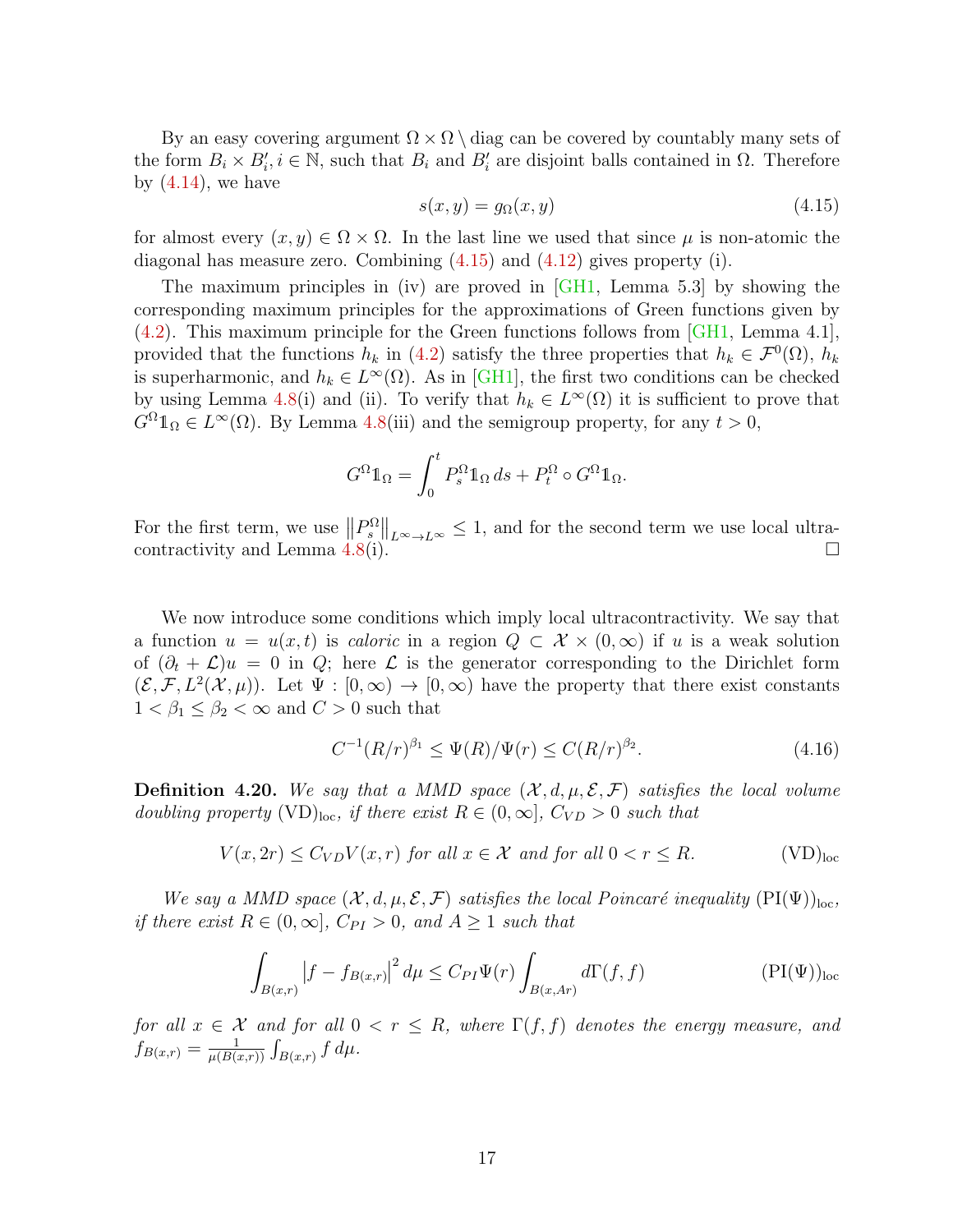By an easy covering argument $\Omega \times \Omega \setminus \text{diag}$ can be covered by countably many sets of the form $B_i \times B_i'$, $i \in \mathbb{N}$, such that $B_i$ and $B_i'$ are disjoint balls contained in $\Omega$. Therefore by (4.14), we have

$$s(x, y) = g_\Omega(x, y) \tag{4.15}$$

for almost every $(x, y) \in \Omega \times \Omega$. In the last line we used that since $\mu$ is non-atomic the diagonal has measure zero. Combining (4.15) and (4.12) gives property (i).

The maximum principles in (iv) are proved in [GH1, Lemma 5.3] by showing the corresponding maximum principles for the approximations of Green functions given by (4.2). This maximum principle for the Green functions follows from [GH1, Lemma 4.1], provided that the functions $h_k$ in (4.2) satisfy the three properties that $h_k \in \mathcal{F}^0(\Omega)$, $h_k$ is superharmonic, and $h_k \in L^\infty(\Omega)$. As in [GH1], the first two conditions can be checked by using Lemma 4.8(i) and (ii). To verify that $h_k \in L^\infty(\Omega)$ it is sufficient to prove that $G^\Omega \mathbb{1}_\Omega \in L^\infty(\Omega)$. By Lemma 4.8(iii) and the semigroup property, for any $t > 0$,

$$G^\Omega \mathbb{1}_\Omega = \int_0^t P_s^\Omega \mathbb{1}_\Omega \, ds + P_t^\Omega \circ G^\Omega \mathbb{1}_\Omega.$$

For the first term, we use $\left\| P_s^\Omega \right\|_{L^\infty \to L^\infty} \le 1$, and for the second term we use local ultracontractivity and Lemma 4.8(i). $\square$

We now introduce some conditions which imply local ultracontractivity. We say that a function $u = u(x, t)$ is *caloric* in a region $Q \subset \mathcal{X} \times (0, \infty)$ if $u$ is a weak solution of $(\partial_t + \mathcal{L})u = 0$ in $Q$; here $\mathcal{L}$ is the generator corresponding to the Dirichlet form $(\mathcal{E}, \mathcal{F}, L^2(\mathcal{X}, \mu))$. Let $\Psi : [0, \infty) \to [0, \infty)$ have the property that there exist constants $1 < \beta_1 \le \beta_2 < \infty$ and $C > 0$ such that

$$C^{-1}(R/r)^{\beta_1} \le \Psi(R)/\Psi(r) \le C(R/r)^{\beta_2}. \tag{4.16}$$

**Definition 4.20.** *We say that a MMD space $(\mathcal{X}, d, \mu, \mathcal{E}, \mathcal{F})$ satisfies the local volume doubling property* $(\mathrm{VD})_{\mathrm{loc}}$, *if there exist $R \in (0, \infty]$, $C_{VD} > 0$ such that*

$$V(x, 2r) \le C_{VD} V(x, r) \text{ for all } x \in \mathcal{X} \text{ and for all } 0 < r \le R. \tag{$(\mathrm{VD})_{\mathrm{loc}}$}$$

*We say a MMD space $(\mathcal{X}, d, \mu, \mathcal{E}, \mathcal{F})$ satisfies the local Poincaré inequality* $(\mathrm{PI}(\Psi))_{\mathrm{loc}}$, *if there exist $R \in (0, \infty]$, $C_{PI} > 0$, and $A \ge 1$ such that*

$$\int_{B(x,r)} \left| f - f_{B(x,r)} \right|^2 d\mu \le C_{PI} \Psi(r) \int_{B(x,Ar)} d\Gamma(f, f) \tag{$(\mathrm{PI}(\Psi))_{\mathrm{loc}}$}$$

*for all $x \in \mathcal{X}$ and for all $0 < r \le R$, where $\Gamma(f, f)$ denotes the energy measure, and $f_{B(x,r)} = \frac{1}{\mu(B(x,r))} \int_{B(x,r)} f \, d\mu$.*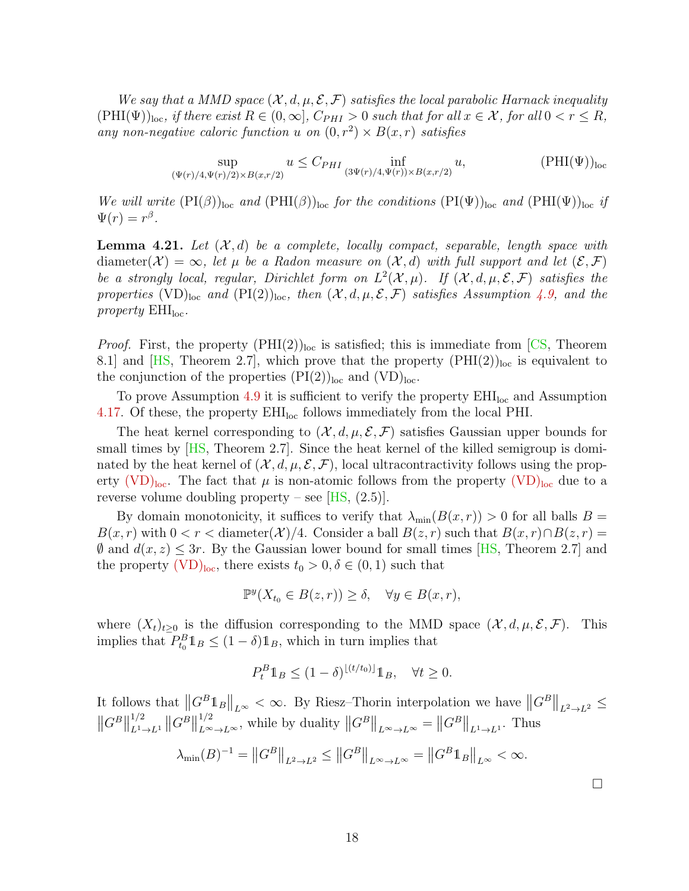*We say that a MMD space $(\mathcal{X}, d, \mu, \mathcal{E}, \mathcal{F})$ satisfies the local parabolic Harnack inequality* $(\mathrm{PHI}(\Psi))_{\mathrm{loc}}$*, if there exist $R \in (0, \infty]$, $C_{PHI} > 0$ such that for all $x \in \mathcal{X}$, for all $0 < r \leq R$, any non-negative caloric function $u$ on $(0, r^2) \times B(x, r)$ satisfies*

$$\sup_{(\Psi(r)/4, \Psi(r)/2) \times B(x, r/2)} u \leq C_{PHI} \inf_{(3\Psi(r)/4, \Psi(r)) \times B(x, r/2)} u, \qquad (\mathrm{PHI}(\Psi))_{\mathrm{loc}}$$

*We will write* $(\mathrm{PI}(\beta))_{\mathrm{loc}}$ *and* $(\mathrm{PHI}(\beta))_{\mathrm{loc}}$ *for the conditions* $(\mathrm{PI}(\Psi))_{\mathrm{loc}}$ *and* $(\mathrm{PHI}(\Psi))_{\mathrm{loc}}$ *if* $\Psi(r) = r^\beta$.

**Lemma 4.21.** *Let $(\mathcal{X}, d)$ be a complete, locally compact, separable, length space with* $\mathrm{diameter}(\mathcal{X}) = \infty$*, let $\mu$ be a Radon measure on $(\mathcal{X}, d)$ with full support and let $(\mathcal{E}, \mathcal{F})$ be a strongly local, regular, Dirichlet form on $L^2(\mathcal{X}, \mu)$. If $(\mathcal{X}, d, \mu, \mathcal{E}, \mathcal{F})$ satisfies the properties* $(\mathrm{VD})_{\mathrm{loc}}$ *and* $(\mathrm{PI}(2))_{\mathrm{loc}}$*, then $(\mathcal{X}, d, \mu, \mathcal{E}, \mathcal{F})$ satisfies Assumption 4.9, and the property* $\mathrm{EHI}_{\mathrm{loc}}$*.*

*Proof.* First, the property $(\mathrm{PHI}(2))_{\mathrm{loc}}$ is satisfied; this is immediate from [CS, Theorem 8.1] and [HS, Theorem 2.7], which prove that the property $(\mathrm{PHI}(2))_{\mathrm{loc}}$ is equivalent to the conjunction of the properties $(\mathrm{PI}(2))_{\mathrm{loc}}$ and $(\mathrm{VD})_{\mathrm{loc}}$.

To prove Assumption 4.9 it is sufficient to verify the property $\mathrm{EHI}_{\mathrm{loc}}$ and Assumption 4.17. Of these, the property $\mathrm{EHI}_{\mathrm{loc}}$ follows immediately from the local PHI.

The heat kernel corresponding to $(\mathcal{X}, d, \mu, \mathcal{E}, \mathcal{F})$ satisfies Gaussian upper bounds for small times by [HS, Theorem 2.7]. Since the heat kernel of the killed semigroup is dominated by the heat kernel of $(\mathcal{X}, d, \mu, \mathcal{E}, \mathcal{F})$, local ultracontractivity follows using the property $(\mathrm{VD})_{\mathrm{loc}}$. The fact that $\mu$ is non-atomic follows from the property $(\mathrm{VD})_{\mathrm{loc}}$ due to a reverse volume doubling property – see [HS, (2.5)].

By domain monotonicity, it suffices to verify that $\lambda_{\min}(B(x, r)) > 0$ for all balls $B = B(x, r)$ with $0 < r < \mathrm{diameter}(\mathcal{X})/4$. Consider a ball $B(z, r)$ such that $B(x, r) \cap B(z, r) = \emptyset$ and $d(x, z) \leq 3r$. By the Gaussian lower bound for small times [HS, Theorem 2.7] and the property $(\mathrm{VD})_{\mathrm{loc}}$, there exists $t_0 > 0, \delta \in (0, 1)$ such that

$$\mathbb{P}^y(X_{t_0} \in B(z, r)) \geq \delta, \quad \forall y \in B(x, r),$$

where $(X_t)_{t \geq 0}$ is the diffusion corresponding to the MMD space $(\mathcal{X}, d, \mu, \mathcal{E}, \mathcal{F})$. This implies that $P^B_{t_0} \mathbb{1}_B \leq (1 - \delta) \mathbb{1}_B$, which in turn implies that

$$P^B_t \mathbb{1}_B \leq (1 - \delta)^{\lfloor (t/t_0) \rfloor} \mathbb{1}_B, \quad \forall t \geq 0.$$

It follows that $\left\| G^B \mathbb{1}_B \right\|_{L^\infty} < \infty$. By Riesz–Thorin interpolation we have $\left\| G^B \right\|_{L^2 \to L^2} \leq \left\| G^B \right\|^{1/2}_{L^1 \to L^1} \left\| G^B \right\|^{1/2}_{L^\infty \to L^\infty}$, while by duality $\left\| G^B \right\|_{L^\infty \to L^\infty} = \left\| G^B \right\|_{L^1 \to L^1}$. Thus

$$\lambda_{\min}(B)^{-1} = \left\| G^B \right\|_{L^2 \to L^2} \leq \left\| G^B \right\|_{L^\infty \to L^\infty} = \left\| G^B \mathbb{1}_B \right\|_{L^\infty} < \infty.$$

$\square$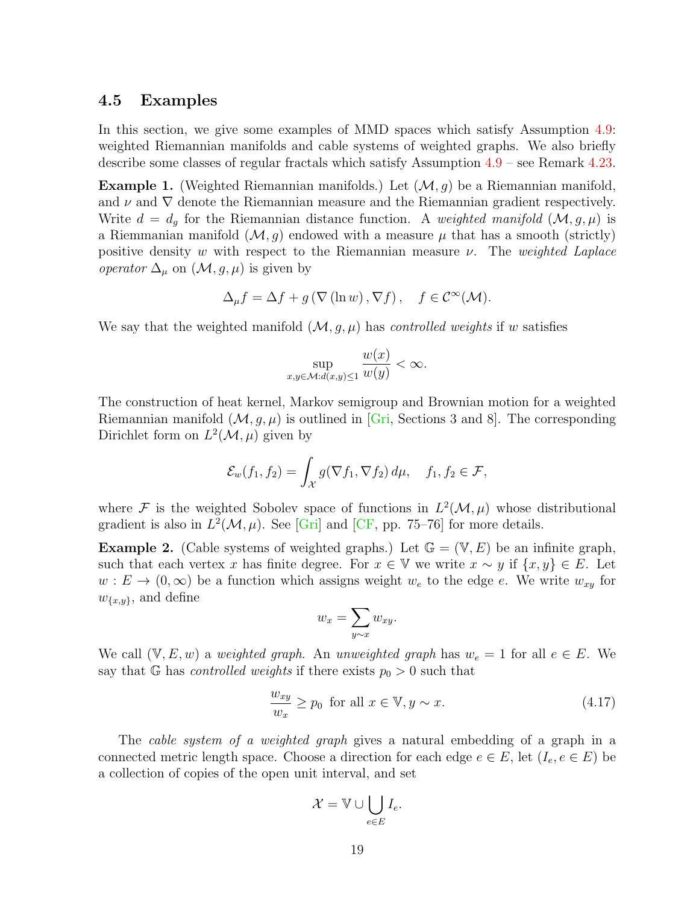### 4.5 Examples

In this section, we give some examples of MMD spaces which satisfy Assumption 4.9: weighted Riemannian manifolds and cable systems of weighted graphs. We also briefly describe some classes of regular fractals which satisfy Assumption 4.9 – see Remark 4.23.

**Example 1.** (Weighted Riemannian manifolds.) Let $(\mathcal{M}, g)$ be a Riemannian manifold, and $\nu$ and $\nabla$ denote the Riemannian measure and the Riemannian gradient respectively. Write $d = d_g$ for the Riemannian distance function. A *weighted manifold* $(\mathcal{M}, g, \mu)$ is a Riemmanian manifold $(\mathcal{M}, g)$ endowed with a measure $\mu$ that has a smooth (strictly) positive density $w$ with respect to the Riemannian measure $\nu$. The *weighted Laplace operator* $\Delta_\mu$ on $(\mathcal{M}, g, \mu)$ is given by

$$\Delta_\mu f = \Delta f + g\left(\nabla\left(\ln w\right), \nabla f\right), \quad f \in \mathcal{C}^\infty(\mathcal{M}).$$

We say that the weighted manifold $(\mathcal{M}, g, \mu)$ has *controlled weights* if $w$ satisfies

$$\sup_{x,y \in \mathcal{M}: d(x,y) \le 1} \frac{w(x)}{w(y)} < \infty.$$

The construction of heat kernel, Markov semigroup and Brownian motion for a weighted Riemannian manifold $(\mathcal{M}, g, \mu)$ is outlined in [Gri, Sections 3 and 8]. The corresponding Dirichlet form on $L^2(\mathcal{M}, \mu)$ given by

$$\mathcal{E}_w(f_1, f_2) = \int_{\mathcal{X}} g(\nabla f_1, \nabla f_2)\, d\mu, \quad f_1, f_2 \in \mathcal{F},$$

where $\mathcal{F}$ is the weighted Sobolev space of functions in $L^2(\mathcal{M}, \mu)$ whose distributional gradient is also in $L^2(\mathcal{M}, \mu)$. See [Gri] and [CF, pp. 75–76] for more details.

**Example 2.** (Cable systems of weighted graphs.) Let $\mathbb{G} = (\mathbb{V}, E)$ be an infinite graph, such that each vertex $x$ has finite degree. For $x \in \mathbb{V}$ we write $x \sim y$ if $\{x, y\} \in E$. Let $w : E \to (0, \infty)$ be a function which assigns weight $w_e$ to the edge $e$. We write $w_{xy}$ for $w_{\{x,y\}}$, and define

$$w_x = \sum_{y \sim x} w_{xy}.$$

We call $(\mathbb{V}, E, w)$ a *weighted graph*. An *unweighted graph* has $w_e = 1$ for all $e \in E$. We say that $\mathbb{G}$ has *controlled weights* if there exists $p_0 > 0$ such that

$$\frac{w_{xy}}{w_x} \ge p_0 \text{ for all } x \in \mathbb{V}, y \sim x. \tag{4.17}$$

The *cable system of a weighted graph* gives a natural embedding of a graph in a connected metric length space. Choose a direction for each edge $e \in E$, let $(I_e, e \in E)$ be a collection of copies of the open unit interval, and set

$$\mathcal{X} = \mathbb{V} \cup \bigcup_{e \in E} I_e.$$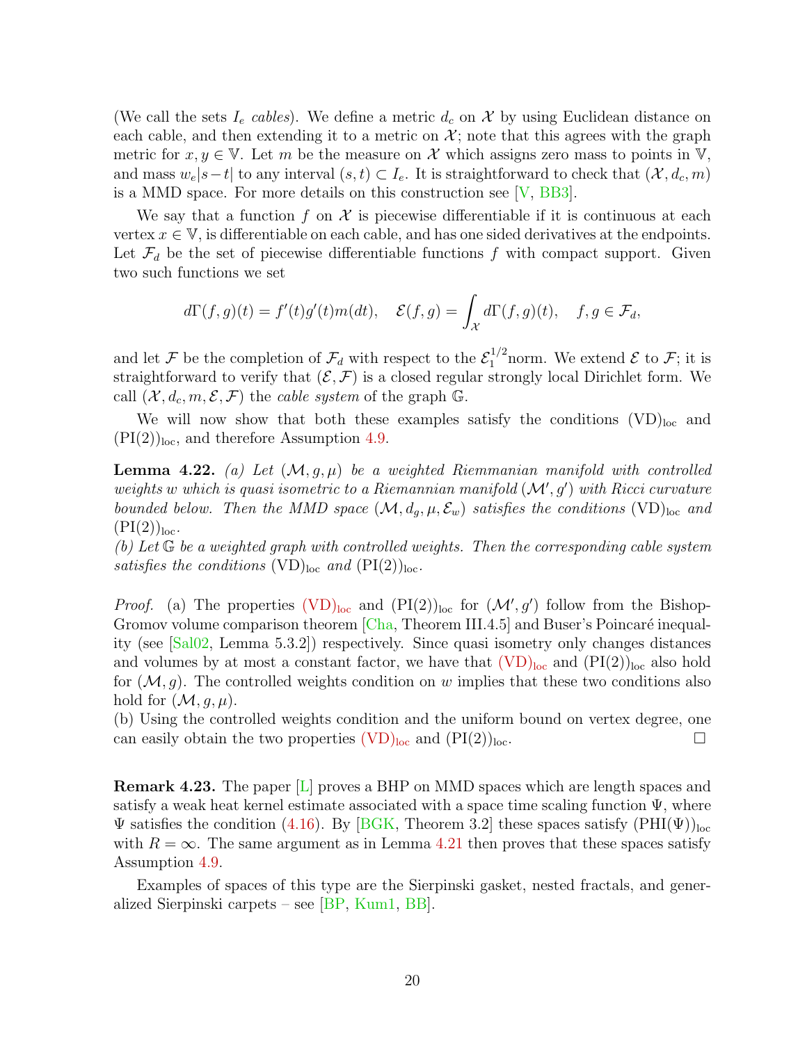(We call the sets $I_e$ *cables*). We define a metric $d_c$ on $\mathcal{X}$ by using Euclidean distance on each cable, and then extending it to a metric on $\mathcal{X}$; note that this agrees with the graph metric for $x, y \in \mathbb{V}$. Let $m$ be the measure on $\mathcal{X}$ which assigns zero mass to points in $\mathbb{V}$, and mass $w_e|s-t|$ to any interval $(s,t) \subset I_e$. It is straightforward to check that $(\mathcal{X}, d_c, m)$ is a MMD space. For more details on this construction see [V, BB3].

We say that a function $f$ on $\mathcal{X}$ is piecewise differentiable if it is continuous at each vertex $x \in \mathbb{V}$, is differentiable on each cable, and has one sided derivatives at the endpoints. Let $\mathcal{F}_d$ be the set of piecewise differentiable functions $f$ with compact support. Given two such functions we set

$$d\Gamma(f,g)(t) = f'(t)g'(t)m(dt), \quad \mathcal{E}(f,g) = \int_{\mathcal{X}} d\Gamma(f,g)(t), \quad f,g \in \mathcal{F}_d,$$

and let $\mathcal{F}$ be the completion of $\mathcal{F}_d$ with respect to the $\mathcal{E}_1^{1/2}$norm. We extend $\mathcal{E}$ to $\mathcal{F}$; it is straightforward to verify that $(\mathcal{E}, \mathcal{F})$ is a closed regular strongly local Dirichlet form. We call $(\mathcal{X}, d_c, m, \mathcal{E}, \mathcal{F})$ the *cable system* of the graph $\mathbb{G}$.

We will now show that both these examples satisfy the conditions $(\mathrm{VD})_{\mathrm{loc}}$ and $(\mathrm{PI}(2))_{\mathrm{loc}}$, and therefore Assumption 4.9.

**Lemma 4.22.** *(a) Let $(\mathcal{M}, g, \mu)$ be a weighted Riemmanian manifold with controlled weights $w$ which is quasi isometric to a Riemannian manifold $(\mathcal{M}', g')$ with Ricci curvature bounded below. Then the MMD space $(\mathcal{M}, d_g, \mu, \mathcal{E}_w)$ satisfies the conditions $(\mathrm{VD})_{\mathrm{loc}}$ and $(\mathrm{PI}(2))_{\mathrm{loc}}$.*
*(b) Let $\mathbb{G}$ be a weighted graph with controlled weights. Then the corresponding cable system satisfies the conditions $(\mathrm{VD})_{\mathrm{loc}}$ and $(\mathrm{PI}(2))_{\mathrm{loc}}$.*

*Proof.* (a) The properties $(\mathrm{VD})_{\mathrm{loc}}$ and $(\mathrm{PI}(2))_{\mathrm{loc}}$ for $(\mathcal{M}', g')$ follow from the Bishop-Gromov volume comparison theorem [Cha, Theorem III.4.5] and Buser's Poincaré inequality (see [Sal02, Lemma 5.3.2]) respectively. Since quasi isometry only changes distances and volumes by at most a constant factor, we have that $(\mathrm{VD})_{\mathrm{loc}}$ and $(\mathrm{PI}(2))_{\mathrm{loc}}$ also hold for $(\mathcal{M}, g)$. The controlled weights condition on $w$ implies that these two conditions also hold for $(\mathcal{M}, g, \mu)$.
(b) Using the controlled weights condition and the uniform bound on vertex degree, one can easily obtain the two properties $(\mathrm{VD})_{\mathrm{loc}}$ and $(\mathrm{PI}(2))_{\mathrm{loc}}$. $\square$

**Remark 4.23.** The paper [L] proves a BHP on MMD spaces which are length spaces and satisfy a weak heat kernel estimate associated with a space time scaling function $\Psi$, where $\Psi$ satisfies the condition (4.16). By [BGK, Theorem 3.2] these spaces satisfy $(\mathrm{PHI}(\Psi))_{\mathrm{loc}}$ with $R = \infty$. The same argument as in Lemma 4.21 then proves that these spaces satisfy Assumption 4.9.

Examples of spaces of this type are the Sierpinski gasket, nested fractals, and generalized Sierpinski carpets – see [BP, Kum1, BB].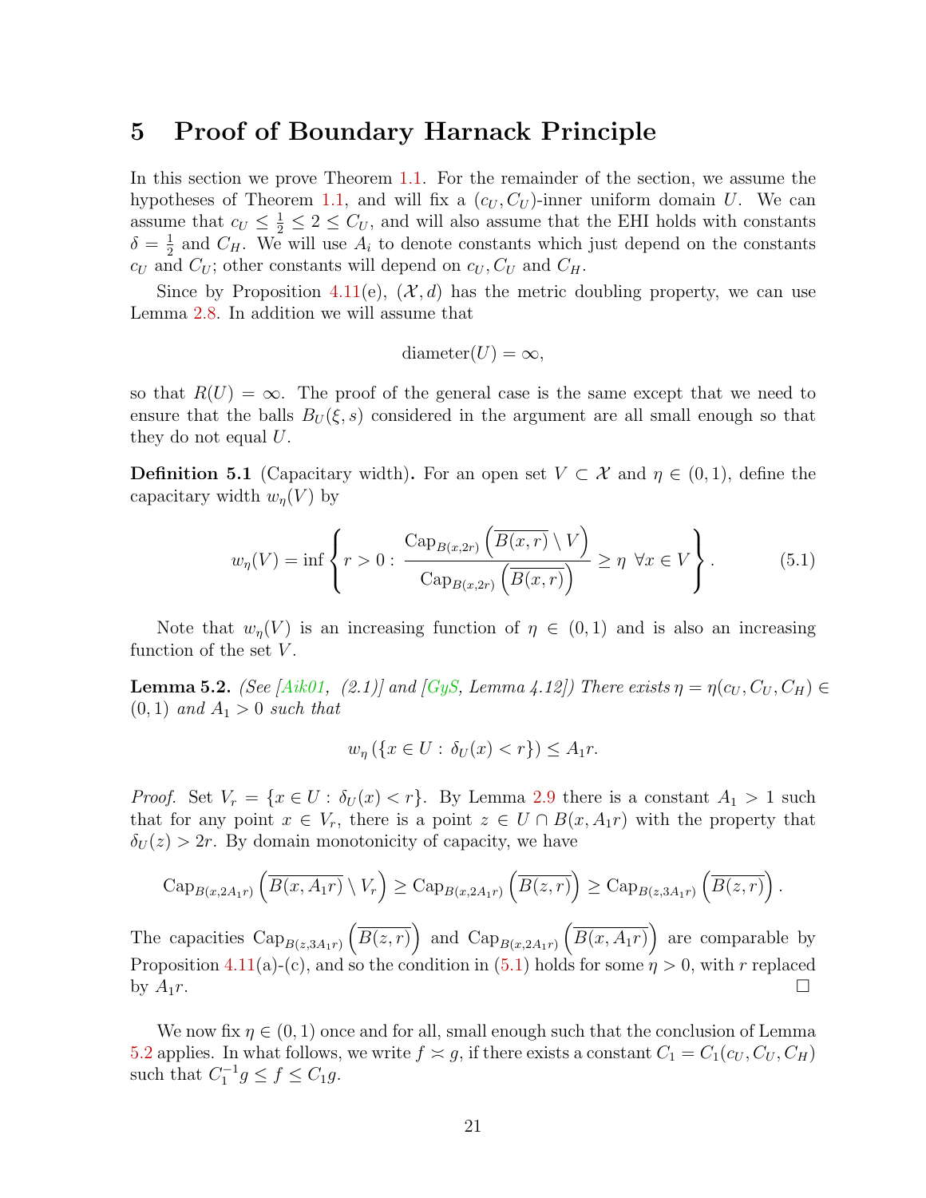# 5 Proof of Boundary Harnack Principle

In this section we prove Theorem 1.1. For the remainder of the section, we assume the hypotheses of Theorem 1.1, and will fix a $(c_U, C_U)$-inner uniform domain $U$. We can assume that $c_U \le \frac{1}{2} \le 2 \le C_U$, and will also assume that the EHI holds with constants $\delta = \frac{1}{2}$ and $C_H$. We will use $A_i$ to denote constants which just depend on the constants $c_U$ and $C_U$; other constants will depend on $c_U, C_U$ and $C_H$.

Since by Proposition 4.11(e), $(\mathcal{X}, d)$ has the metric doubling property, we can use Lemma 2.8. In addition we will assume that

$$\text{diameter}(U) = \infty,$$

so that $R(U) = \infty$. The proof of the general case is the same except that we need to ensure that the balls $B_U(\xi, s)$ considered in the argument are all small enough so that they do not equal $U$.

**Definition 5.1** (Capacitary width)**.** For an open set $V \subset \mathcal{X}$ and $\eta \in (0,1)$, define the capacitary width $w_\eta(V)$ by

$$w_\eta(V) = \inf \left\{ r > 0 : \frac{\operatorname{Cap}_{B(x,2r)}\left(\overline{B(x,r)} \setminus V\right)}{\operatorname{Cap}_{B(x,2r)}\left(\overline{B(x,r)}\right)} \ge \eta \ \ \forall x \in V \right\}. \tag{5.1}$$

Note that $w_\eta(V)$ is an increasing function of $\eta \in (0,1)$ and is also an increasing function of the set $V$.

**Lemma 5.2.** *(See [Aik01, (2.1)] and [GyS, Lemma 4.12]) There exists $\eta = \eta(c_U, C_U, C_H) \in (0,1)$ and $A_1 > 0$ such that*

$$w_\eta\left(\{x \in U : \delta_U(x) < r\}\right) \le A_1 r.$$

*Proof.* Set $V_r = \{x \in U : \delta_U(x) < r\}$. By Lemma 2.9 there is a constant $A_1 > 1$ such that for any point $x \in V_r$, there is a point $z \in U \cap B(x, A_1 r)$ with the property that $\delta_U(z) > 2r$. By domain monotonicity of capacity, we have

$$\operatorname{Cap}_{B(x,2A_1 r)}\left(\overline{B(x,A_1 r)} \setminus V_r\right) \ge \operatorname{Cap}_{B(x,2A_1 r)}\left(\overline{B(z,r)}\right) \ge \operatorname{Cap}_{B(z,3A_1 r)}\left(\overline{B(z,r)}\right).$$

The capacities $\operatorname{Cap}_{B(z,3A_1 r)}\left(\overline{B(z,r)}\right)$ and $\operatorname{Cap}_{B(x,2A_1 r)}\left(\overline{B(x,A_1 r)}\right)$ are comparable by Proposition 4.11(a)-(c), and so the condition in (5.1) holds for some $\eta > 0$, with $r$ replaced by $A_1 r$. $\square$

We now fix $\eta \in (0,1)$ once and for all, small enough such that the conclusion of Lemma 5.2 applies. In what follows, we write $f \asymp g$, if there exists a constant $C_1 = C_1(c_U, C_U, C_H)$ such that $C_1^{-1} g \le f \le C_1 g$.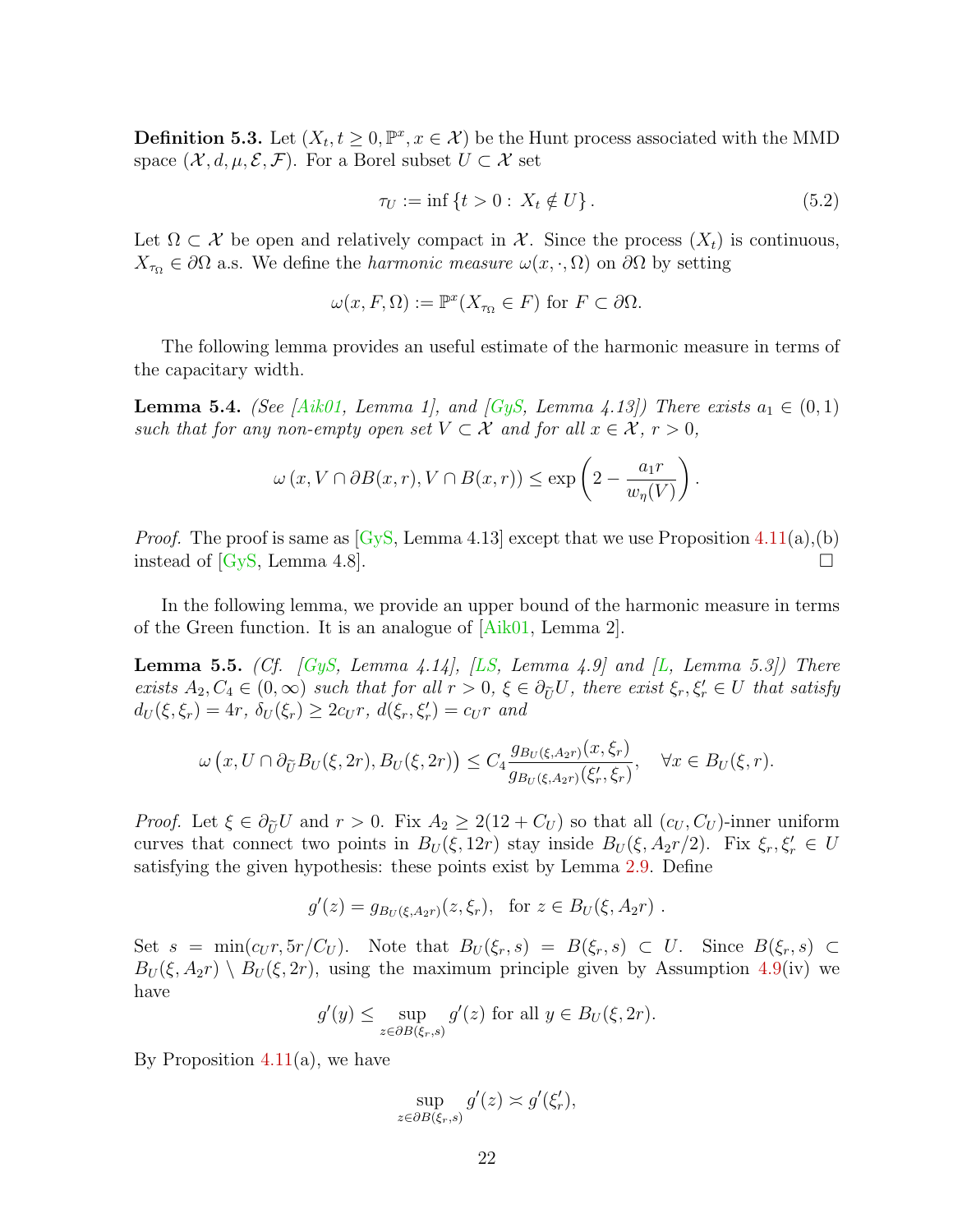**Definition 5.3.** Let $(X_t, t \geq 0, \mathbb{P}^x, x \in \mathcal{X})$ be the Hunt process associated with the MMD space $(\mathcal{X}, d, \mu, \mathcal{E}, \mathcal{F})$. For a Borel subset $U \subset \mathcal{X}$ set

$$\tau_U := \inf \{t > 0 : X_t \notin U\}. \tag{5.2}$$

Let $\Omega \subset \mathcal{X}$ be open and relatively compact in $\mathcal{X}$. Since the process $(X_t)$ is continuous, $X_{\tau_\Omega} \in \partial\Omega$ a.s. We define the *harmonic measure* $\omega(x, \cdot, \Omega)$ on $\partial\Omega$ by setting

$$\omega(x, F, \Omega) := \mathbb{P}^x(X_{\tau_\Omega} \in F) \text{ for } F \subset \partial\Omega.$$

The following lemma provides an useful estimate of the harmonic measure in terms of the capacitary width.

**Lemma 5.4.** *(See [Aik01, Lemma 1], and [GyS, Lemma 4.13]) There exists $a_1 \in (0, 1)$ such that for any non-empty open set $V \subset \mathcal{X}$ and for all $x \in \mathcal{X}$, $r > 0$,*

$$\omega\left(x, V \cap \partial B(x, r), V \cap B(x, r)\right) \leq \exp\left(2 - \frac{a_1 r}{w_\eta(V)}\right).$$

*Proof.* The proof is same as [GyS, Lemma 4.13] except that we use Proposition 4.11(a),(b) instead of [GyS, Lemma 4.8]. □

In the following lemma, we provide an upper bound of the harmonic measure in terms of the Green function. It is an analogue of [Aik01, Lemma 2].

**Lemma 5.5.** *(Cf. [GyS, Lemma 4.14], [LS, Lemma 4.9] and [L, Lemma 5.3]) There exists $A_2, C_4 \in (0, \infty)$ such that for all $r > 0$, $\xi \in \partial_{\widetilde{U}} U$, there exist $\xi_r, \xi_r' \in U$ that satisfy $d_U(\xi, \xi_r) = 4r$, $\delta_U(\xi_r) \geq 2c_U r$, $d(\xi_r, \xi_r') = c_U r$ and*

$$\omega\left(x, U \cap \partial_{\widetilde{U}} B_U(\xi, 2r), B_U(\xi, 2r)\right) \leq C_4 \frac{g_{B_U(\xi, A_2 r)}(x, \xi_r)}{g_{B_U(\xi, A_2 r)}(\xi_r', \xi_r)}, \quad \forall x \in B_U(\xi, r).$$

*Proof.* Let $\xi \in \partial_{\widetilde{U}} U$ and $r > 0$. Fix $A_2 \geq 2(12 + C_U)$ so that all $(c_U, C_U)$-inner uniform curves that connect two points in $B_U(\xi, 12r)$ stay inside $B_U(\xi, A_2 r/2)$. Fix $\xi_r, \xi_r' \in U$ satisfying the given hypothesis: these points exist by Lemma 2.9. Define

$$g'(z) = g_{B_U(\xi, A_2 r)}(z, \xi_r), \text{ for } z \in B_U(\xi, A_2 r) .$$

Set $s = \min(c_U r, 5r/C_U)$. Note that $B_U(\xi_r, s) = B(\xi_r, s) \subset U$. Since $B(\xi_r, s) \subset B_U(\xi, A_2 r) \setminus B_U(\xi, 2r)$, using the maximum principle given by Assumption 4.9(iv) we have

$$g'(y) \leq \sup_{z \in \partial B(\xi_r, s)} g'(z) \text{ for all } y \in B_U(\xi, 2r).$$

By Proposition 4.11(a), we have

$$\sup_{z \in \partial B(\xi_r, s)} g'(z) \asymp g'(\xi_r'),$$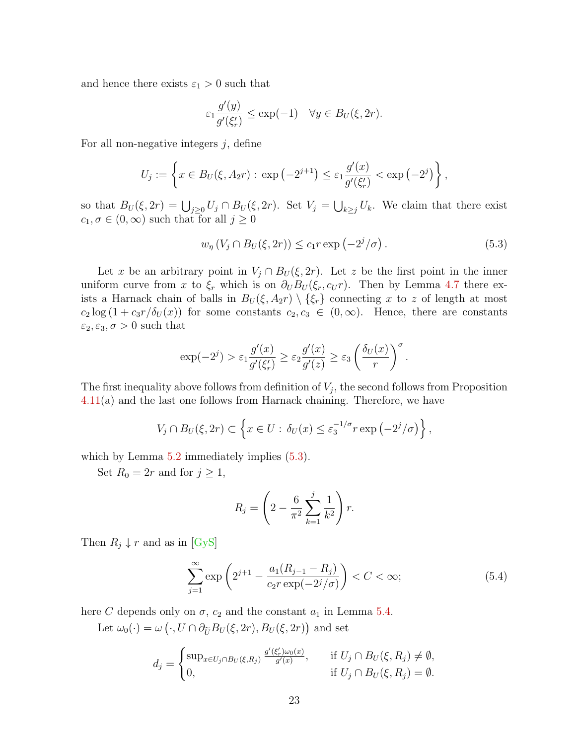and hence there exists $\varepsilon_1 > 0$ such that

$$\varepsilon_1 \frac{g'(y)}{g'(\xi_r')} \leq \exp(-1) \quad \forall y \in B_U(\xi, 2r).$$

For all non-negative integers $j$, define

$$U_j := \left\{ x \in B_U(\xi, A_2 r) : \exp\left(-2^{j+1}\right) \leq \varepsilon_1 \frac{g'(x)}{g'(\xi_r')} < \exp\left(-2^j\right) \right\},$$

so that $B_U(\xi, 2r) = \bigcup_{j \geq 0} U_j \cap B_U(\xi, 2r)$. Set $V_j = \bigcup_{k \geq j} U_k$. We claim that there exist $c_1, \sigma \in (0, \infty)$ such that for all $j \geq 0$

$$w_\eta\left(V_j \cap B_U(\xi, 2r)\right) \leq c_1 r \exp\left(-2^j/\sigma\right). \tag{5.3}$$

Let $x$ be an arbitrary point in $V_j \cap B_U(\xi, 2r)$. Let $z$ be the first point in the inner uniform curve from $x$ to $\xi_r$ which is on $\partial_U B_U(\xi_r, c_U r)$. Then by Lemma 4.7 there exists a Harnack chain of balls in $B_U(\xi, A_2 r) \setminus \{\xi_r\}$ connecting $x$ to $z$ of length at most $c_2 \log\left(1 + c_3 r/\delta_U(x)\right)$ for some constants $c_2, c_3 \in (0, \infty)$. Hence, there are constants $\varepsilon_2, \varepsilon_3, \sigma > 0$ such that

$$\exp(-2^j) > \varepsilon_1 \frac{g'(x)}{g'(\xi_r')} \geq \varepsilon_2 \frac{g'(x)}{g'(z)} \geq \varepsilon_3 \left(\frac{\delta_U(x)}{r}\right)^\sigma.$$

The first inequality above follows from definition of $V_j$, the second follows from Proposition 4.11(a) and the last one follows from Harnack chaining. Therefore, we have

$$V_j \cap B_U(\xi, 2r) \subset \left\{ x \in U : \delta_U(x) \leq \varepsilon_3^{-1/\sigma} r \exp\left(-2^j/\sigma\right) \right\},$$

which by Lemma 5.2 immediately implies (5.3).

Set $R_0 = 2r$ and for $j \geq 1$,

$$R_j = \left(2 - \frac{6}{\pi^2} \sum_{k=1}^{j} \frac{1}{k^2}\right) r.$$

Then $R_j \downarrow r$ and as in [GyS]

$$\sum_{j=1}^{\infty} \exp\left(2^{j+1} - \frac{a_1(R_{j-1} - R_j)}{c_2 r \exp(-2^j/\sigma)}\right) < C < \infty; \tag{5.4}$$

here $C$ depends only on $\sigma$, $c_2$ and the constant $a_1$ in Lemma 5.4.

Let $\omega_0(\cdot) = \omega\left(\cdot, U \cap \partial_{\widetilde{U}} B_U(\xi, 2r), B_U(\xi, 2r)\right)$ and set

$$d_j = \begin{cases} \sup_{x \in U_j \cap B_U(\xi, R_j)} \frac{g'(\xi_r')\omega_0(x)}{g'(x)}, & \text{if } U_j \cap B_U(\xi, R_j) \neq \emptyset, \\ 0, & \text{if } U_j \cap B_U(\xi, R_j) = \emptyset. \end{cases}$$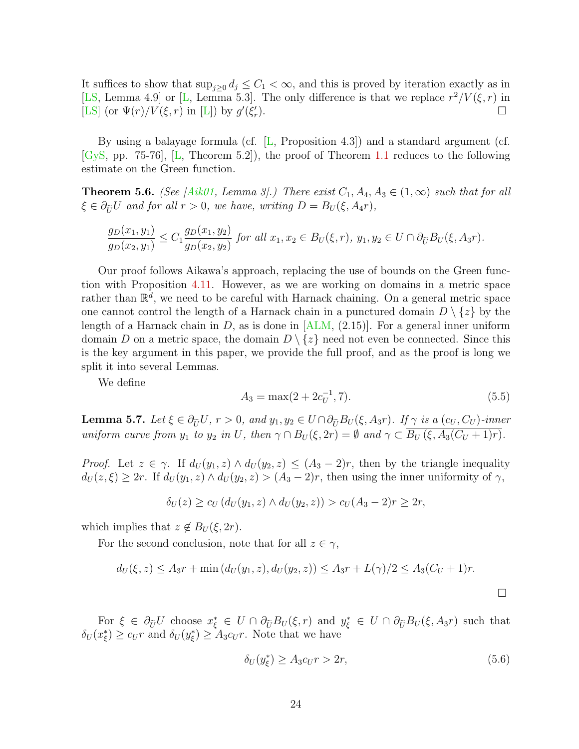It suffices to show that $\sup_{j\geq 0} d_j \leq C_1 < \infty$, and this is proved by iteration exactly as in [LS, Lemma 4.9] or [L, Lemma 5.3]. The only difference is that we replace $r^2/V(\xi, r)$ in [LS] (or $\Psi(r)/V(\xi, r)$ in [L]) by $g'(\xi'_r)$. $\square$

By using a balayage formula (cf. [L, Proposition 4.3]) and a standard argument (cf. [GyS, pp. 75-76], [L, Theorem 5.2]), the proof of Theorem 1.1 reduces to the following estimate on the Green function.

**Theorem 5.6.** *(See [Aik01, Lemma 3].) There exist $C_1, A_4, A_3 \in (1, \infty)$ such that for all $\xi \in \partial_{\widetilde{U}} U$ and for all $r > 0$, we have, writing $D = B_U(\xi, A_4 r)$,*

$$\frac{g_D(x_1, y_1)}{g_D(x_2, y_1)} \leq C_1 \frac{g_D(x_1, y_2)}{g_D(x_2, y_2)} \text{ for all } x_1, x_2 \in B_U(\xi, r),\ y_1, y_2 \in U \cap \partial_{\widetilde{U}} B_U(\xi, A_3 r).$$

Our proof follows Aikawa's approach, replacing the use of bounds on the Green function with Proposition 4.11. However, as we are working on domains in a metric space rather than $\mathbb{R}^d$, we need to be careful with Harnack chaining. On a general metric space one cannot control the length of a Harnack chain in a punctured domain $D \setminus \{z\}$ by the length of a Harnack chain in $D$, as is done in [ALM, (2.15)]. For a general inner uniform domain $D$ on a metric space, the domain $D \setminus \{z\}$ need not even be connected. Since this is the key argument in this paper, we provide the full proof, and as the proof is long we split it into several Lemmas.

We define

$$A_3 = \max(2 + 2c_U^{-1}, 7). \tag{5.5}$$

**Lemma 5.7.** *Let $\xi \in \partial_{\widetilde{U}} U$, $r > 0$, and $y_1, y_2 \in U \cap \partial_{\widetilde{U}} B_U(\xi, A_3 r)$. If $\gamma$ is a $(c_U, C_U)$-inner uniform curve from $y_1$ to $y_2$ in $U$, then $\gamma \cap B_U(\xi, 2r) = \emptyset$ and $\gamma \subset \overline{B_U(\xi, A_3(C_U + 1)r)}$.*

*Proof.* Let $z \in \gamma$. If $d_U(y_1, z) \wedge d_U(y_2, z) \leq (A_3 - 2)r$, then by the triangle inequality $d_U(z, \xi) \geq 2r$. If $d_U(y_1, z) \wedge d_U(y_2, z) > (A_3 - 2)r$, then using the inner uniformity of $\gamma$,

$$\delta_U(z) \geq c_U\left(d_U(y_1, z) \wedge d_U(y_2, z)\right) > c_U(A_3 - 2)r \geq 2r,$$

which implies that $z \notin B_U(\xi, 2r)$.

For the second conclusion, note that for all $z \in \gamma$,

$$d_U(\xi, z) \leq A_3 r + \min\left(d_U(y_1, z), d_U(y_2, z)\right) \leq A_3 r + L(\gamma)/2 \leq A_3(C_U + 1)r.$$

$\square$

For $\xi \in \partial_{\widetilde{U}} U$ choose $x_\xi^* \in U \cap \partial_{\widetilde{U}} B_U(\xi, r)$ and $y_\xi^* \in U \cap \partial_{\widetilde{U}} B_U(\xi, A_3 r)$ such that $\delta_U(x_\xi^*) \geq c_U r$ and $\delta_U(y_\xi^*) \geq A_3 c_U r$. Note that we have

$$\delta_U(y_\xi^*) \geq A_3 c_U r > 2r, \tag{5.6}$$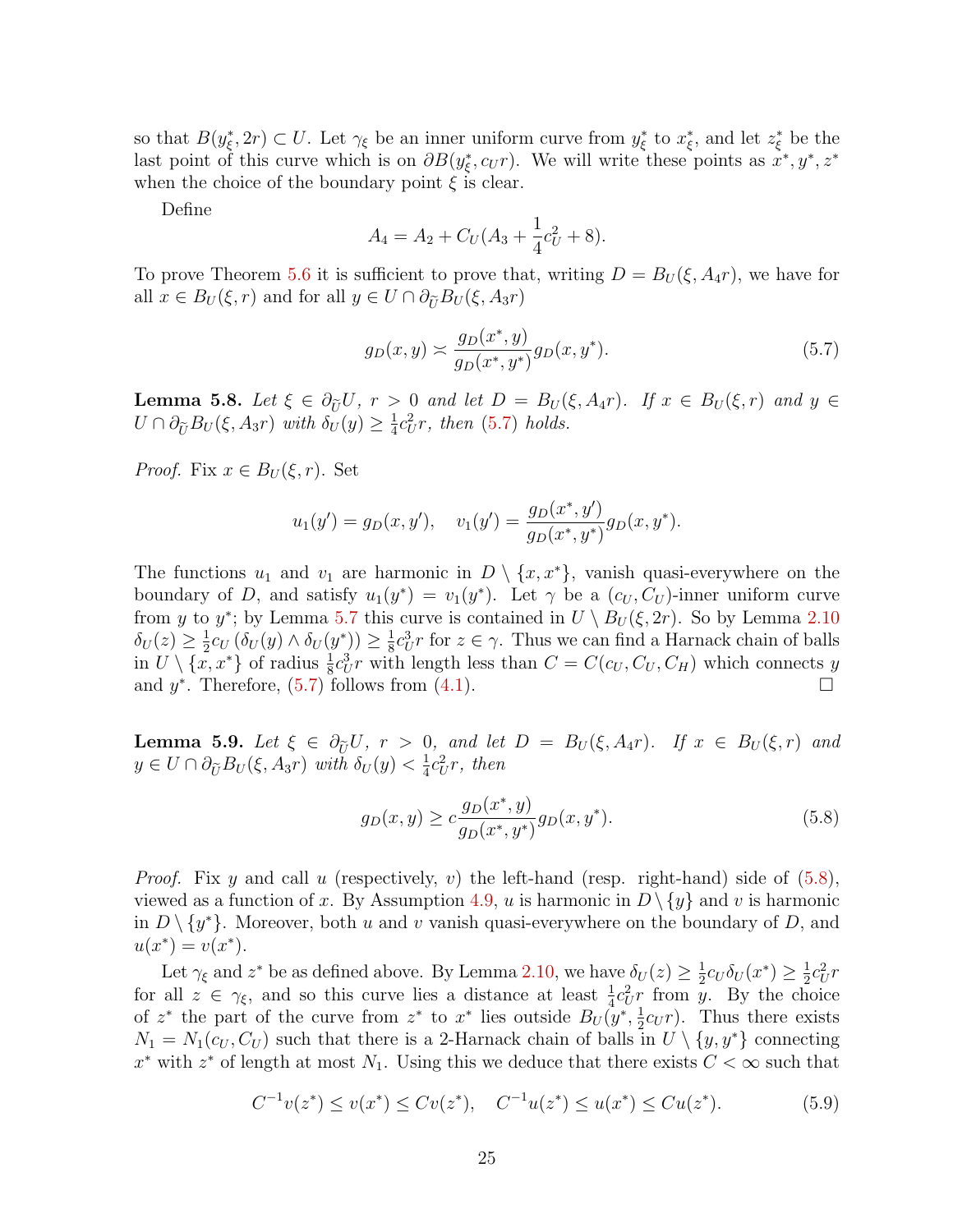so that $B(y^*_\xi, 2r) \subset U$. Let $\gamma_\xi$ be an inner uniform curve from $y^*_\xi$ to $x^*_\xi$, and let $z^*_\xi$ be the last point of this curve which is on $\partial B(y^*_\xi, c_U r)$. We will write these points as $x^*, y^*, z^*$ when the choice of the boundary point $\xi$ is clear.

Define

$$A_4 = A_2 + C_U(A_3 + \frac{1}{4}c_U^2 + 8).$$

To prove Theorem 5.6 it is sufficient to prove that, writing $D = B_U(\xi, A_4 r)$, we have for all $x \in B_U(\xi, r)$ and for all $y \in U \cap \partial_{\widetilde{U}} B_U(\xi, A_3 r)$

$$g_D(x, y) \asymp \frac{g_D(x^*, y)}{g_D(x^*, y^*)} g_D(x, y^*). \tag{5.7}$$

**Lemma 5.8.** *Let $\xi \in \partial_{\widetilde{U}} U$, $r > 0$ and let $D = B_U(\xi, A_4 r)$. If $x \in B_U(\xi, r)$ and $y \in U \cap \partial_{\widetilde{U}} B_U(\xi, A_3 r)$ with $\delta_U(y) \ge \frac{1}{4}c_U^2 r$, then (5.7) holds.*

*Proof.* Fix $x \in B_U(\xi, r)$. Set

$$u_1(y') = g_D(x, y'), \quad v_1(y') = \frac{g_D(x^*, y')}{g_D(x^*, y^*)} g_D(x, y^*).$$

The functions $u_1$ and $v_1$ are harmonic in $D \setminus \{x, x^*\}$, vanish quasi-everywhere on the boundary of $D$, and satisfy $u_1(y^*) = v_1(y^*)$. Let $\gamma$ be a $(c_U, C_U)$-inner uniform curve from $y$ to $y^*$; by Lemma 5.7 this curve is contained in $U \setminus B_U(\xi, 2r)$. So by Lemma 2.10 $\delta_U(z) \ge \frac{1}{2}c_U(\delta_U(y) \wedge \delta_U(y^*)) \ge \frac{1}{8}c_U^3 r$ for $z \in \gamma$. Thus we can find a Harnack chain of balls in $U \setminus \{x, x^*\}$ of radius $\frac{1}{8}c_U^3 r$ with length less than $C = C(c_U, C_U, C_H)$ which connects $y$ and $y^*$. Therefore, (5.7) follows from (4.1). $\square$

**Lemma 5.9.** *Let $\xi \in \partial_{\widetilde{U}} U$, $r > 0$, and let $D = B_U(\xi, A_4 r)$. If $x \in B_U(\xi, r)$ and $y \in U \cap \partial_{\widetilde{U}} B_U(\xi, A_3 r)$ with $\delta_U(y) < \frac{1}{4}c_U^2 r$, then*

$$g_D(x, y) \ge c\frac{g_D(x^*, y)}{g_D(x^*, y^*)} g_D(x, y^*). \tag{5.8}$$

*Proof.* Fix $y$ and call $u$ (respectively, $v$) the left-hand (resp. right-hand) side of (5.8), viewed as a function of $x$. By Assumption 4.9, $u$ is harmonic in $D \setminus \{y\}$ and $v$ is harmonic in $D \setminus \{y^*\}$. Moreover, both $u$ and $v$ vanish quasi-everywhere on the boundary of $D$, and $u(x^*) = v(x^*)$.

Let $\gamma_\xi$ and $z^*$ be as defined above. By Lemma 2.10, we have $\delta_U(z) \ge \frac{1}{2}c_U \delta_U(x^*) \ge \frac{1}{2}c_U^2 r$ for all $z \in \gamma_\xi$, and so this curve lies a distance at least $\frac{1}{4}c_U^2 r$ from $y$. By the choice of $z^*$ the part of the curve from $z^*$ to $x^*$ lies outside $B_U(y^*, \frac{1}{2}c_U r)$. Thus there exists $N_1 = N_1(c_U, C_U)$ such that there is a 2-Harnack chain of balls in $U \setminus \{y, y^*\}$ connecting $x^*$ with $z^*$ of length at most $N_1$. Using this we deduce that there exists $C < \infty$ such that

$$C^{-1}v(z^*) \le v(x^*) \le Cv(z^*), \quad C^{-1}u(z^*) \le u(x^*) \le Cu(z^*). \tag{5.9}$$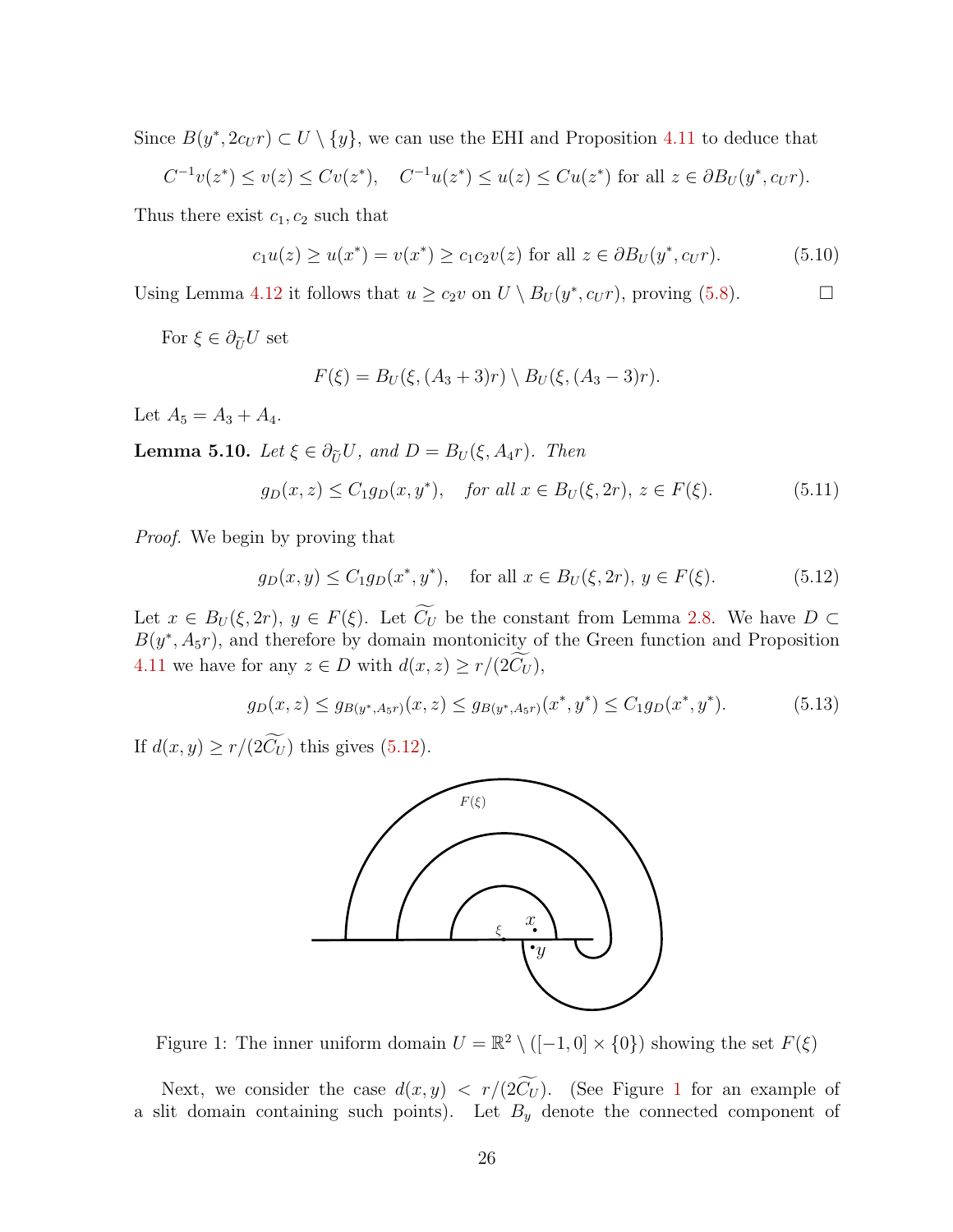Since $B(y^*, 2c_U r) \subset U \setminus \{y\}$, we can use the EHI and Proposition 4.11 to deduce that

$$C^{-1} v(z^*) \le v(z) \le C v(z^*), \quad C^{-1} u(z^*) \le u(z) \le C u(z^*) \text{ for all } z \in \partial B_U(y^*, c_U r).$$

Thus there exist $c_1, c_2$ such that

$$c_1 u(z) \ge u(x^*) = v(x^*) \ge c_1 c_2 v(z) \text{ for all } z \in \partial B_U(y^*, c_U r). \tag{5.10}$$

Using Lemma 4.12 it follows that $u \ge c_2 v$ on $U \setminus B_U(y^*, c_U r)$, proving (5.8). $\square$

For $\xi \in \partial_{\widetilde{U}} U$ set

$$F(\xi) = B_U(\xi, (A_3+3)r) \setminus B_U(\xi, (A_3-3)r).$$

Let $A_5 = A_3 + A_4$.

**Lemma 5.10.** *Let $\xi \in \partial_{\widetilde{U}} U$, and $D = B_U(\xi, A_4 r)$. Then*

$$g_D(x,z) \le C_1 g_D(x, y^*), \quad \textit{for all } x \in B_U(\xi, 2r),\ z \in F(\xi). \tag{5.11}$$

*Proof.* We begin by proving that

$$g_D(x,y) \le C_1 g_D(x^*, y^*), \quad \text{for all } x \in B_U(\xi, 2r),\ y \in F(\xi). \tag{5.12}$$

Let $x \in B_U(\xi, 2r)$, $y \in F(\xi)$. Let $\widetilde{C_U}$ be the constant from Lemma 2.8. We have $D \subset B(y^*, A_5 r)$, and therefore by domain montonicity of the Green function and Proposition 4.11 we have for any $z \in D$ with $d(x,z) \ge r/(2\widetilde{C_U})$,

$$g_D(x,z) \le g_{B(y^*, A_5 r)}(x,z) \le g_{B(y^*, A_5 r)}(x^*, y^*) \le C_1 g_D(x^*, y^*). \tag{5.13}$$

If $d(x,y) \ge r/(2\widetilde{C_U})$ this gives (5.12).

Figure 1: The inner uniform domain $U = \mathbb{R}^2 \setminus ([-1,0] \times \{0\})$ showing the set $F(\xi)$

Next, we consider the case $d(x,y) < r/(2\widetilde{C_U})$. (See Figure 1 for an example of a slit domain containing such points). Let $B_y$ denote the connected component of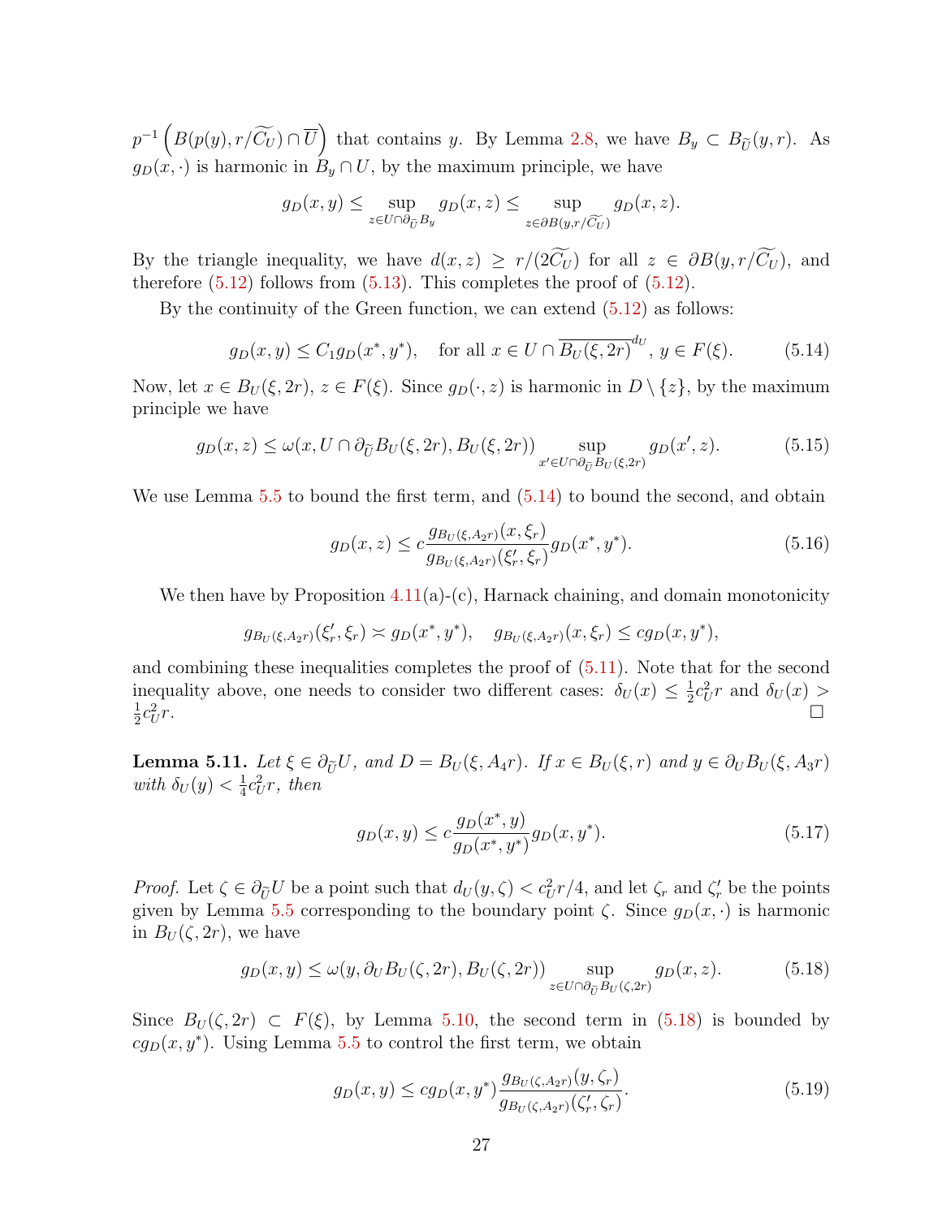$p^{-1}\left(B(p(y), r/\widetilde{C_U}) \cap \overline{U}\right)$ that contains $y$. By Lemma 2.8, we have $B_y \subset B_{\widetilde{U}}(y, r)$. As $g_D(x, \cdot)$ is harmonic in $B_y \cap U$, by the maximum principle, we have

$$g_D(x, y) \le \sup_{z \in U \cap \partial_{\widetilde{U}} B_y} g_D(x, z) \le \sup_{z \in \partial B(y, r/\widetilde{C_U})} g_D(x, z).$$

By the triangle inequality, we have $d(x, z) \ge r/(2\widetilde{C_U})$ for all $z \in \partial B(y, r/\widetilde{C_U})$, and therefore (5.12) follows from (5.13). This completes the proof of (5.12).

By the continuity of the Green function, we can extend (5.12) as follows:

$$g_D(x, y) \le C_1 g_D(x^*, y^*), \quad \text{for all } x \in U \cap \overline{B_U(\xi, 2r)}^{d_U},\, y \in F(\xi). \tag{5.14}$$

Now, let $x \in B_U(\xi, 2r)$, $z \in F(\xi)$. Since $g_D(\cdot, z)$ is harmonic in $D \setminus \{z\}$, by the maximum principle we have

$$g_D(x, z) \le \omega(x, U \cap \partial_{\widetilde{U}} B_U(\xi, 2r), B_U(\xi, 2r)) \sup_{x' \in U \cap \partial_{\widetilde{U}} B_U(\xi, 2r)} g_D(x', z). \tag{5.15}$$

We use Lemma 5.5 to bound the first term, and (5.14) to bound the second, and obtain

$$g_D(x, z) \le c \frac{g_{B_U(\xi, A_2 r)}(x, \xi_r)}{g_{B_U(\xi, A_2 r)}(\xi_r', \xi_r)} g_D(x^*, y^*). \tag{5.16}$$

We then have by Proposition 4.11(a)-(c), Harnack chaining, and domain monotonicity

$$g_{B_U(\xi, A_2 r)}(\xi_r', \xi_r) \asymp g_D(x^*, y^*), \quad g_{B_U(\xi, A_2 r)}(x, \xi_r) \le c g_D(x, y^*),$$

and combining these inequalities completes the proof of (5.11). Note that for the second inequality above, one needs to consider two different cases: $\delta_U(x) \le \frac{1}{2} c_U^2 r$ and $\delta_U(x) > \frac{1}{2} c_U^2 r$. □

**Lemma 5.11.** *Let $\xi \in \partial_{\widetilde{U}} U$, and $D = B_U(\xi, A_4 r)$. If $x \in B_U(\xi, r)$ and $y \in \partial_U B_U(\xi, A_3 r)$ with $\delta_U(y) < \frac{1}{4} c_U^2 r$, then*

$$g_D(x, y) \le c \frac{g_D(x^*, y)}{g_D(x^*, y^*)} g_D(x, y^*). \tag{5.17}$$

*Proof.* Let $\zeta \in \partial_{\widetilde{U}} U$ be a point such that $d_U(y, \zeta) < c_U^2 r/4$, and let $\zeta_r$ and $\zeta_r'$ be the points given by Lemma 5.5 corresponding to the boundary point $\zeta$. Since $g_D(x, \cdot)$ is harmonic in $B_U(\zeta, 2r)$, we have

$$g_D(x, y) \le \omega(y, \partial_U B_U(\zeta, 2r), B_U(\zeta, 2r)) \sup_{z \in U \cap \partial_{\widetilde{U}} B_U(\zeta, 2r)} g_D(x, z). \tag{5.18}$$

Since $B_U(\zeta, 2r) \subset F(\xi)$, by Lemma 5.10, the second term in (5.18) is bounded by $c g_D(x, y^*)$. Using Lemma 5.5 to control the first term, we obtain

$$g_D(x, y) \le c g_D(x, y^*) \frac{g_{B_U(\zeta, A_2 r)}(y, \zeta_r)}{g_{B_U(\zeta, A_2 r)}(\zeta_r', \zeta_r)}. \tag{5.19}$$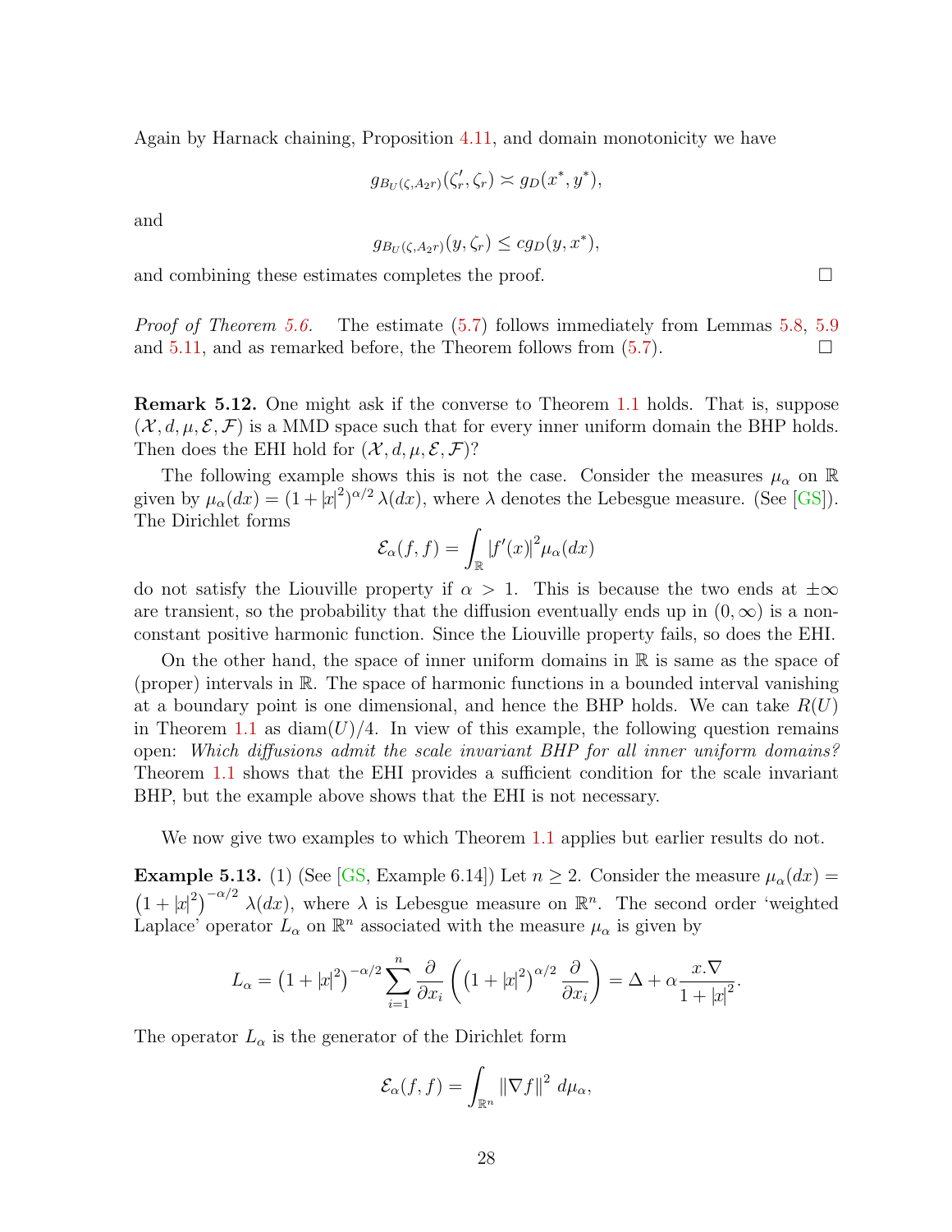Again by Harnack chaining, Proposition 4.11, and domain monotonicity we have

$$g_{B_U(\zeta, A_2 r)}(\zeta_r', \zeta_r) \asymp g_D(x^*, y^*),$$

and

$$g_{B_U(\zeta, A_2 r)}(y, \zeta_r) \leq c g_D(y, x^*),$$

and combining these estimates completes the proof. □

*Proof of Theorem 5.6.* The estimate (5.7) follows immediately from Lemmas 5.8, 5.9 and 5.11, and as remarked before, the Theorem follows from (5.7). □

**Remark 5.12.** One might ask if the converse to Theorem 1.1 holds. That is, suppose $(\mathcal{X}, d, \mu, \mathcal{E}, \mathcal{F})$ is a MMD space such that for every inner uniform domain the BHP holds. Then does the EHI hold for $(\mathcal{X}, d, \mu, \mathcal{E}, \mathcal{F})$?

The following example shows this is not the case. Consider the measures $\mu_\alpha$ on $\mathbb{R}$ given by $\mu_\alpha(dx) = (1 + |x|^2)^{\alpha/2} \lambda(dx)$, where $\lambda$ denotes the Lebesgue measure. (See [GS]). The Dirichlet forms

$$\mathcal{E}_\alpha(f, f) = \int_{\mathbb{R}} |f'(x)|^2 \mu_\alpha(dx)$$

do not satisfy the Liouville property if $\alpha > 1$. This is because the two ends at $\pm\infty$ are transient, so the probability that the diffusion eventually ends up in $(0, \infty)$ is a non-constant positive harmonic function. Since the Liouville property fails, so does the EHI.

On the other hand, the space of inner uniform domains in $\mathbb{R}$ is same as the space of (proper) intervals in $\mathbb{R}$. The space of harmonic functions in a bounded interval vanishing at a boundary point is one dimensional, and hence the BHP holds. We can take $R(U)$ in Theorem 1.1 as $\operatorname{diam}(U)/4$. In view of this example, the following question remains open: *Which diffusions admit the scale invariant BHP for all inner uniform domains?* Theorem 1.1 shows that the EHI provides a sufficient condition for the scale invariant BHP, but the example above shows that the EHI is not necessary.

We now give two examples to which Theorem 1.1 applies but earlier results do not.

**Example 5.13.** (1) (See [GS, Example 6.14]) Let $n \geq 2$. Consider the measure $\mu_\alpha(dx) = \left(1 + |x|^2\right)^{-\alpha/2} \lambda(dx)$, where $\lambda$ is Lebesgue measure on $\mathbb{R}^n$. The second order 'weighted Laplace' operator $L_\alpha$ on $\mathbb{R}^n$ associated with the measure $\mu_\alpha$ is given by

$$L_\alpha = \left(1 + |x|^2\right)^{-\alpha/2} \sum_{i=1}^n \frac{\partial}{\partial x_i} \left( \left(1 + |x|^2\right)^{\alpha/2} \frac{\partial}{\partial x_i} \right) = \Delta + \alpha \frac{x . \nabla}{1 + |x|^2}.$$

The operator $L_\alpha$ is the generator of the Dirichlet form

$$\mathcal{E}_\alpha(f, f) = \int_{\mathbb{R}^n} \|\nabla f\|^2 \, d\mu_\alpha,$$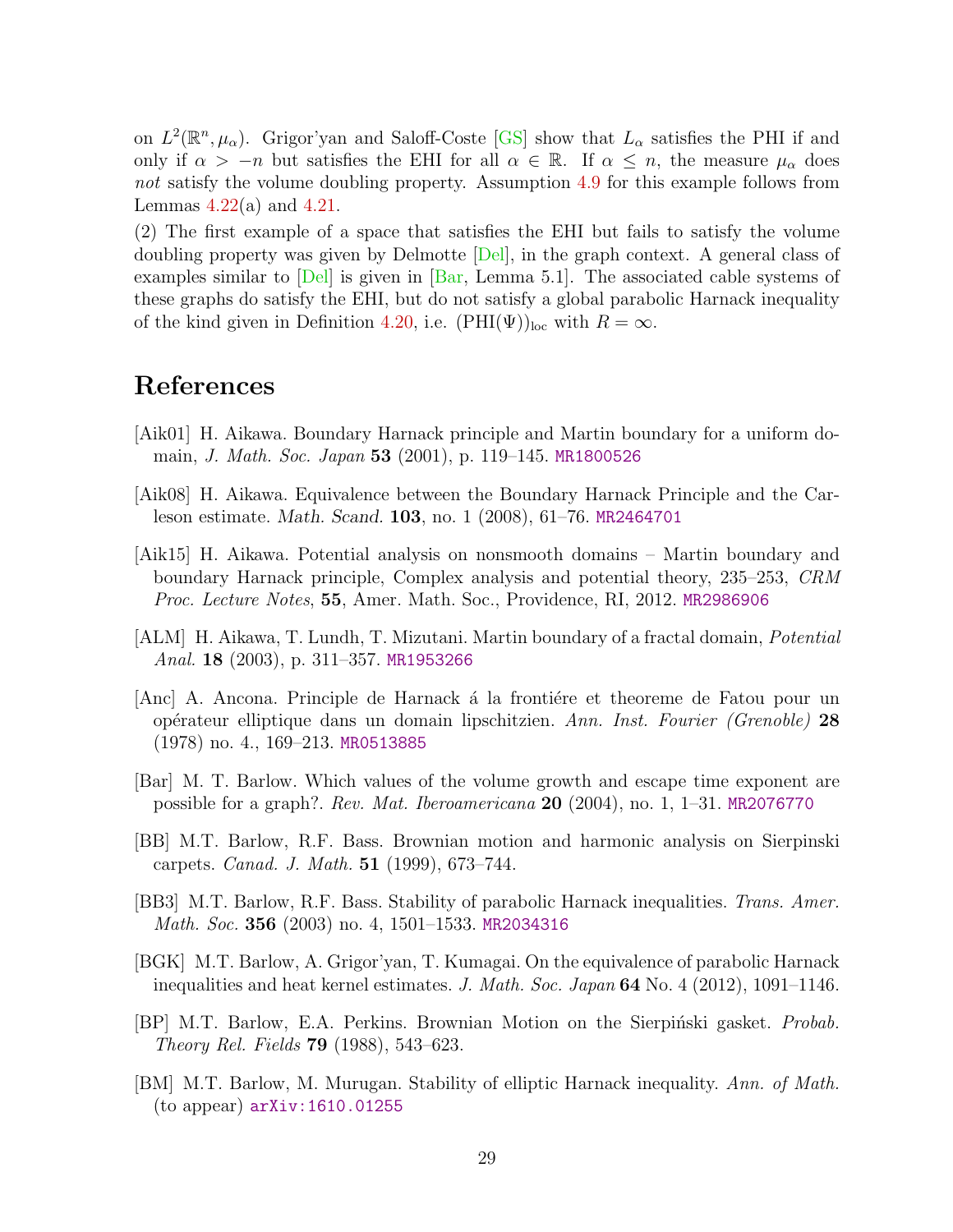on $L^2(\mathbb{R}^n, \mu_\alpha)$. Grigor'yan and Saloff-Coste [GS] show that $L_\alpha$ satisfies the PHI if and only if $\alpha > -n$ but satisfies the EHI for all $\alpha \in \mathbb{R}$. If $\alpha \le n$, the measure $\mu_\alpha$ does *not* satisfy the volume doubling property. Assumption 4.9 for this example follows from Lemmas 4.22(a) and 4.21.

(2) The first example of a space that satisfies the EHI but fails to satisfy the volume doubling property was given by Delmotte [Del], in the graph context. A general class of examples similar to [Del] is given in [Bar, Lemma 5.1]. The associated cable systems of these graphs do satisfy the EHI, but do not satisfy a global parabolic Harnack inequality of the kind given in Definition 4.20, i.e. $(\mathrm{PHI}(\Psi))_{\mathrm{loc}}$ with $R = \infty$.

# References

[Aik01] H. Aikawa. Boundary Harnack principle and Martin boundary for a uniform domain, *J. Math. Soc. Japan* **53** (2001), p. 119–145. MR1800526

[Aik08] H. Aikawa. Equivalence between the Boundary Harnack Principle and the Carleson estimate. *Math. Scand.* **103**, no. 1 (2008), 61–76. MR2464701

[Aik15] H. Aikawa. Potential analysis on nonsmooth domains – Martin boundary and boundary Harnack principle, Complex analysis and potential theory, 235–253, *CRM Proc. Lecture Notes*, **55**, Amer. Math. Soc., Providence, RI, 2012. MR2986906

[ALM] H. Aikawa, T. Lundh, T. Mizutani. Martin boundary of a fractal domain, *Potential Anal.* **18** (2003), p. 311–357. MR1953266

[Anc] A. Ancona. Principle de Harnack á la frontiére et theoreme de Fatou pour un opérateur elliptique dans un domain lipschitzien. *Ann. Inst. Fourier (Grenoble)* **28** (1978) no. 4., 169–213. MR0513885

[Bar] M. T. Barlow. Which values of the volume growth and escape time exponent are possible for a graph?. *Rev. Mat. Iberoamericana* **20** (2004), no. 1, 1–31. MR2076770

[BB] M.T. Barlow, R.F. Bass. Brownian motion and harmonic analysis on Sierpinski carpets. *Canad. J. Math.* **51** (1999), 673–744.

[BB3] M.T. Barlow, R.F. Bass. Stability of parabolic Harnack inequalities. *Trans. Amer. Math. Soc.* **356** (2003) no. 4, 1501–1533. MR2034316

[BGK] M.T. Barlow, A. Grigor'yan, T. Kumagai. On the equivalence of parabolic Harnack inequalities and heat kernel estimates. *J. Math. Soc. Japan* **64** No. 4 (2012), 1091–1146.

[BP] M.T. Barlow, E.A. Perkins. Brownian Motion on the Sierpiński gasket. *Probab. Theory Rel. Fields* **79** (1988), 543–623.

[BM] M.T. Barlow, M. Murugan. Stability of elliptic Harnack inequality. *Ann. of Math.* (to appear) arXiv:1610.01255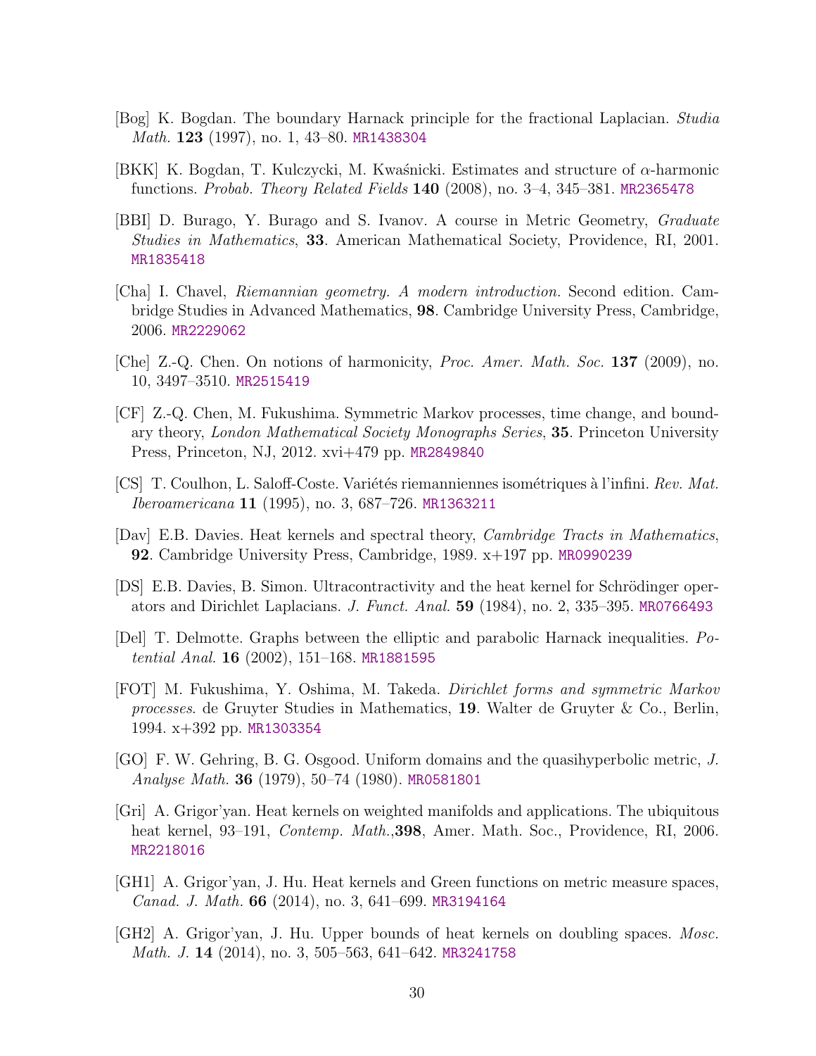[Bog] K. Bogdan. The boundary Harnack principle for the fractional Laplacian. *Studia Math.* **123** (1997), no. 1, 43–80. MR1438304

[BKK] K. Bogdan, T. Kulczycki, M. Kwaśnicki. Estimates and structure of $\alpha$-harmonic functions. *Probab. Theory Related Fields* **140** (2008), no. 3–4, 345–381. MR2365478

[BBI] D. Burago, Y. Burago and S. Ivanov. A course in Metric Geometry, *Graduate Studies in Mathematics*, **33**. American Mathematical Society, Providence, RI, 2001. MR1835418

[Cha] I. Chavel, *Riemannian geometry. A modern introduction.* Second edition. Cambridge Studies in Advanced Mathematics, **98**. Cambridge University Press, Cambridge, 2006. MR2229062

[Che] Z.-Q. Chen. On notions of harmonicity, *Proc. Amer. Math. Soc.* **137** (2009), no. 10, 3497–3510. MR2515419

[CF] Z.-Q. Chen, M. Fukushima. Symmetric Markov processes, time change, and boundary theory, *London Mathematical Society Monographs Series*, **35**. Princeton University Press, Princeton, NJ, 2012. xvi+479 pp. MR2849840

[CS] T. Coulhon, L. Saloff-Coste. Variétés riemanniennes isométriques à l'infini. *Rev. Mat. Iberoamericana* **11** (1995), no. 3, 687–726. MR1363211

[Dav] E.B. Davies. Heat kernels and spectral theory, *Cambridge Tracts in Mathematics*, **92**. Cambridge University Press, Cambridge, 1989. x+197 pp. MR0990239

[DS] E.B. Davies, B. Simon. Ultracontractivity and the heat kernel for Schrödinger operators and Dirichlet Laplacians. *J. Funct. Anal.* **59** (1984), no. 2, 335–395. MR0766493

[Del] T. Delmotte. Graphs between the elliptic and parabolic Harnack inequalities. *Potential Anal.* **16** (2002), 151–168. MR1881595

[FOT] M. Fukushima, Y. Oshima, M. Takeda. *Dirichlet forms and symmetric Markov processes*. de Gruyter Studies in Mathematics, **19**. Walter de Gruyter & Co., Berlin, 1994. x+392 pp. MR1303354

[GO] F. W. Gehring, B. G. Osgood. Uniform domains and the quasihyperbolic metric, *J. Analyse Math.* **36** (1979), 50–74 (1980). MR0581801

[Gri] A. Grigor'yan. Heat kernels on weighted manifolds and applications. The ubiquitous heat kernel, 93–191, *Contemp. Math.*,**398**, Amer. Math. Soc., Providence, RI, 2006. MR2218016

[GH1] A. Grigor'yan, J. Hu. Heat kernels and Green functions on metric measure spaces, *Canad. J. Math.* **66** (2014), no. 3, 641–699. MR3194164

[GH2] A. Grigor'yan, J. Hu. Upper bounds of heat kernels on doubling spaces. *Mosc. Math. J.* **14** (2014), no. 3, 505–563, 641–642. MR3241758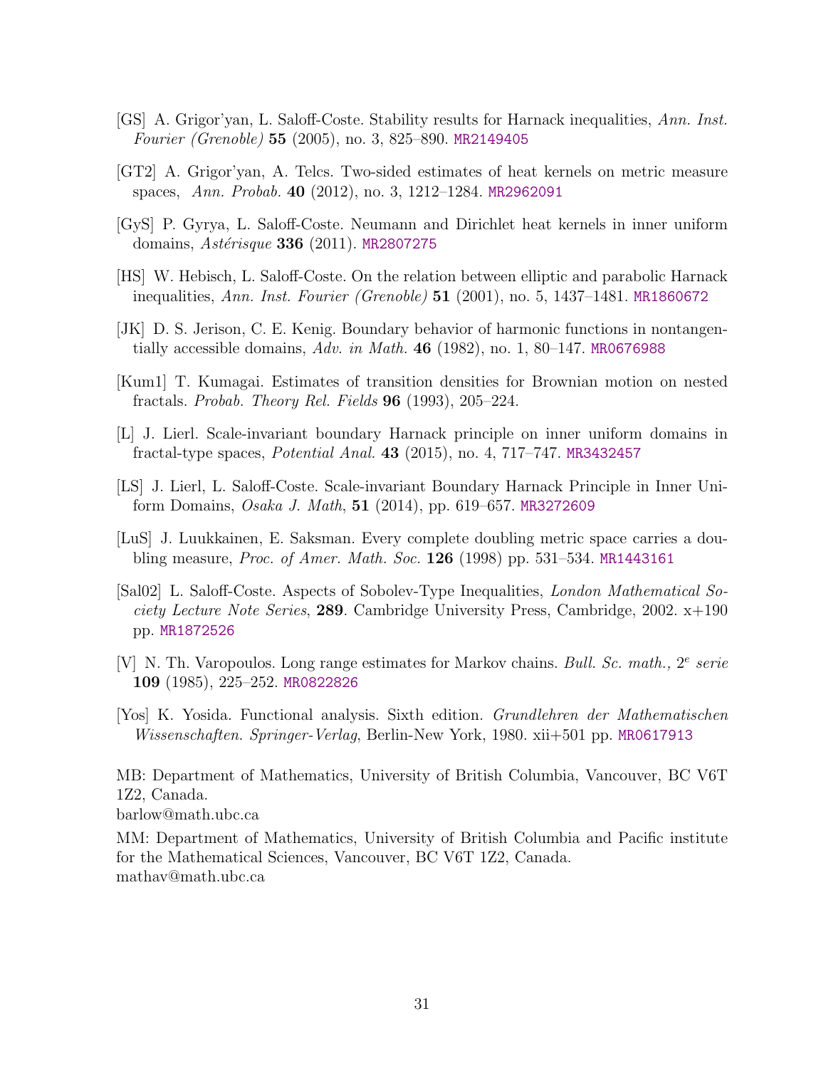[GS] A. Grigor'yan, L. Saloff-Coste. Stability results for Harnack inequalities, *Ann. Inst. Fourier (Grenoble)* **55** (2005), no. 3, 825–890. MR2149405

[GT2] A. Grigor'yan, A. Telcs. Two-sided estimates of heat kernels on metric measure spaces, *Ann. Probab.* **40** (2012), no. 3, 1212–1284. MR2962091

[GyS] P. Gyrya, L. Saloff-Coste. Neumann and Dirichlet heat kernels in inner uniform domains, *Astérisque* **336** (2011). MR2807275

[HS] W. Hebisch, L. Saloff-Coste. On the relation between elliptic and parabolic Harnack inequalities, *Ann. Inst. Fourier (Grenoble)* **51** (2001), no. 5, 1437–1481. MR1860672

[JK] D. S. Jerison, C. E. Kenig. Boundary behavior of harmonic functions in nontangentially accessible domains, *Adv. in Math.* **46** (1982), no. 1, 80–147. MR0676988

[Kum1] T. Kumagai. Estimates of transition densities for Brownian motion on nested fractals. *Probab. Theory Rel. Fields* **96** (1993), 205–224.

[L] J. Lierl. Scale-invariant boundary Harnack principle on inner uniform domains in fractal-type spaces, *Potential Anal.* **43** (2015), no. 4, 717–747. MR3432457

[LS] J. Lierl, L. Saloff-Coste. Scale-invariant Boundary Harnack Principle in Inner Uniform Domains, *Osaka J. Math*, **51** (2014), pp. 619–657. MR3272609

[LuS] J. Luukkainen, E. Saksman. Every complete doubling metric space carries a doubling measure, *Proc. of Amer. Math. Soc.* **126** (1998) pp. 531–534. MR1443161

[Sal02] L. Saloff-Coste. Aspects of Sobolev-Type Inequalities, *London Mathematical Society Lecture Note Series*, **289**. Cambridge University Press, Cambridge, 2002. x+190 pp. MR1872526

[V] N. Th. Varopoulos. Long range estimates for Markov chains. *Bull. Sc. math., 2$^e$ serie* **109** (1985), 225–252. MR0822826

[Yos] K. Yosida. Functional analysis. Sixth edition. *Grundlehren der Mathematischen Wissenschaften. Springer-Verlag*, Berlin-New York, 1980. xii+501 pp. MR0617913

MB: Department of Mathematics, University of British Columbia, Vancouver, BC V6T 1Z2, Canada.
barlow@math.ubc.ca

MM: Department of Mathematics, University of British Columbia and Pacific institute for the Mathematical Sciences, Vancouver, BC V6T 1Z2, Canada.
mathav@math.ubc.ca